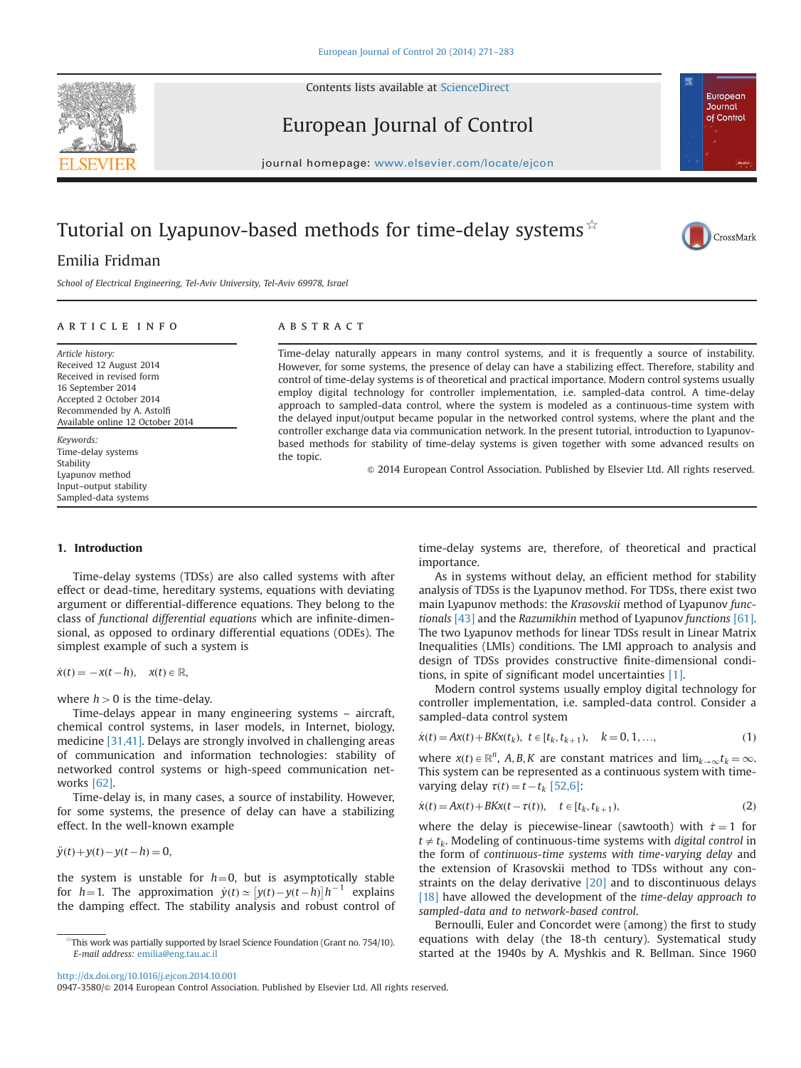Contents lists available at ScienceDirect

European Journal of Control

journal homepage: www.elsevier.com/locate/ejcon

# Tutorial on Lyapunov-based methods for time-delay systems ☆

Emilia Fridman

*School of Electrical Engineering, Tel-Aviv University, Tel-Aviv 69978, Israel*

## ARTICLE INFO

*Article history:*
Received 12 August 2014
Received in revised form 16 September 2014
Accepted 2 October 2014
Recommended by A. Astolfi
Available online 12 October 2014

*Keywords:*
Time-delay systems
Stability
Lyapunov method
Input–output stability
Sampled-data systems

## ABSTRACT

Time-delay naturally appears in many control systems, and it is frequently a source of instability. However, for some systems, the presence of delay can have a stabilizing effect. Therefore, stability and control of time-delay systems is of theoretical and practical importance. Modern control systems usually employ digital technology for controller implementation, i.e. sampled-data control. A time-delay approach to sampled-data control, where the system is modeled as a continuous-time system with the delayed input/output became popular in the networked control systems, where the plant and the controller exchange data via communication network. In the present tutorial, introduction to Lyapunov-based methods for stability of time-delay systems is given together with some advanced results on the topic.

© 2014 European Control Association. Published by Elsevier Ltd. All rights reserved.

## 1. Introduction

Time-delay systems (TDSs) are also called systems with after effect or dead-time, hereditary systems, equations with deviating argument or differential-difference equations. They belong to the class of *functional differential equations* which are infinite-dimensional, as opposed to ordinary differential equations (ODEs). The simplest example of such a system is

$$\dot{x}(t) = -x(t-h), \quad x(t) \in \mathbb{R},$$

where $h > 0$ is the time-delay.

Time-delays appear in many engineering systems – aircraft, chemical control systems, in laser models, in Internet, biology, medicine [31,41]. Delays are strongly involved in challenging areas of communication and information technologies: stability of networked control systems or high-speed communication networks [62].

Time-delay is, in many cases, a source of instability. However, for some systems, the presence of delay can have a stabilizing effect. In the well-known example

$$\ddot{y}(t) + y(t) - y(t-h) = 0,$$

the system is unstable for $h=0$, but is asymptotically stable for $h=1$. The approximation $\dot{y}(t) \simeq [y(t) - y(t-h)]h^{-1}$ explains the damping effect. The stability analysis and robust control of time-delay systems are, therefore, of theoretical and practical importance.

As in systems without delay, an efficient method for stability analysis of TDSs is the Lyapunov method. For TDSs, there exist two main Lyapunov methods: the *Krasovskii* method of Lyapunov *functionals* [43] and the *Razumikhin* method of Lyapunov *functions* [61]. The two Lyapunov methods for linear TDSs result in Linear Matrix Inequalities (LMIs) conditions. The LMI approach to analysis and design of TDSs provides constructive finite-dimensional conditions, in spite of significant model uncertainties [1].

Modern control systems usually employ digital technology for controller implementation, i.e. sampled-data control. Consider a sampled-data control system

$$\dot{x}(t) = Ax(t) + BKx(t_k), \quad t \in [t_k, t_{k+1}), \quad k = 0, 1, \ldots, \tag{1}$$

where $x(t) \in \mathbb{R}^n$, $A, B, K$ are constant matrices and $\lim_{k\to\infty} t_k = \infty$. This system can be represented as a continuous system with time-varying delay $\tau(t) = t - t_k$ [52,6]:

$$\dot{x}(t) = Ax(t) + BKx(t-\tau(t)), \quad t \in [t_k, t_{k+1}), \tag{2}$$

where the delay is piecewise-linear (sawtooth) with $\dot{\tau} = 1$ for $t \neq t_k$. Modeling of continuous-time systems with *digital control* in the form of *continuous-time systems with time-varying delay* and the extension of Krasovskii method to TDSs without any constraints on the delay derivative [20] and to discontinuous delays [18] have allowed the development of the *time-delay approach to sampled-data and to network-based control*.

Bernoulli, Euler and Concordet were (among) the first to study equations with delay (the 18-th century). Systematical study started at the 1940s by A. Myshkis and R. Bellman. Since 1960

☆This work was partially supported by Israel Science Foundation (Grant no. 754/10).
*E-mail address:* emilia@eng.tau.ac.il

http://dx.doi.org/10.1016/j.ejcon.2014.10.001
0947-3580/© 2014 European Control Association. Published by Elsevier Ltd. All rights reserved.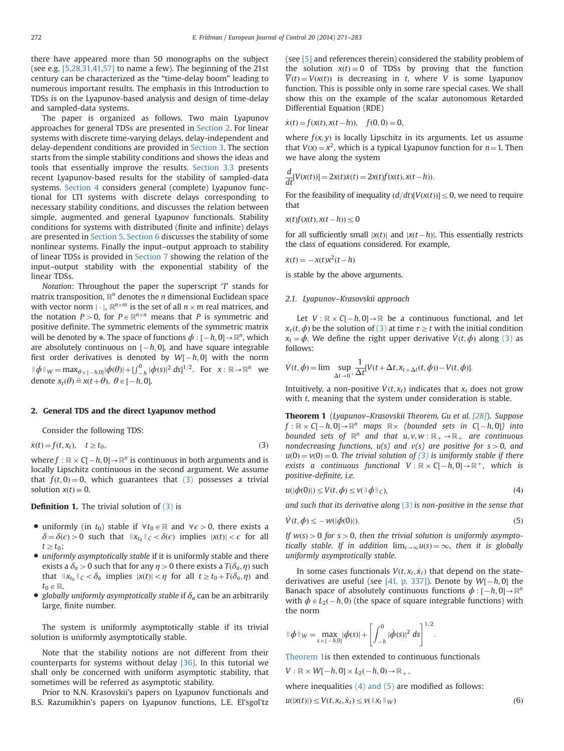there have appeared more than 50 monographs on the subject (see e.g. [5,28,31,41,57] to name a few). The beginning of the 21st century can be characterized as the "time-delay boom" leading to numerous important results. The emphasis in this Introduction to TDSs is on the Lyapunov-based analysis and design of time-delay and sampled-data systems.

The paper is organized as follows. Two main Lyapunov approaches for general TDSs are presented in Section 2. For linear systems with discrete time-varying delays, delay-independent and delay-dependent conditions are provided in Section 3. The section starts from the simple stability conditions and shows the ideas and tools that essentially improve the results. Section 3.3 presents recent Lyapunov-based results for the stability of sampled-data systems. Section 4 considers general (complete) Lyapunov functional for LTI systems with discrete delays corresponding to necessary stability conditions, and discusses the relation between simple, augmented and general Lyapunov functionals. Stability conditions for systems with distributed (finite and infinite) delays are presented in Section 5. Section 6 discusses the stability of some nonlinear systems. Finally the input–output approach to stability of linear TDSs is provided in Section 7 showing the relation of the input–output stability with the exponential stability of the linear TDSs.

*Notation*: Throughout the paper the superscript '$T$' stands for matrix transposition, $\mathbb{R}^n$ denotes the $n$ dimensional Euclidean space with vector norm $|\cdot|$, $\mathbb{R}^{n\times m}$ is the set of all $n\times m$ real matrices, and the notation $P>0$, for $P\in\mathbb{R}^{n\times n}$ means that $P$ is symmetric and positive definite. The symmetric elements of the symmetric matrix will be denoted by $*$. The space of functions $\phi:[-h,0]\to\mathbb{R}^n$, which are absolutely continuous on $[-h,0]$, and have square integrable first order derivatives is denoted by $W[-h,0]$ with the norm $\|\phi\|_W=\max_{\theta\in[-h,0]}|\phi(\theta)|+[\int_{-h}^{0}|\dot\phi(s)|^2\,ds]^{1/2}$. For $x:\mathbb{R}\to\mathbb{R}^n$ we denote $x_t(\theta)\triangleq x(t+\theta)$, $\theta\in[-h,0]$.

## 2. General TDS and the direct Lyapunov method

Consider the following TDS:

$$\dot x(t)=f(t,x_t),\quad t\ge t_0, \tag{3}$$

where $f:\mathbb{R}\times C[-h,0]\to\mathbb{R}^n$ is continuous in both arguments and is locally Lipschitz continuous in the second argument. We assume that $f(t,0)=0$, which guarantees that (3) possesses a trivial solution $x(t)\equiv 0$.

**Definition 1.** The trivial solution of (3) is

- uniformly (in $t_0$) stable if $\forall t_0\in\mathbb{R}$ and $\forall\epsilon>0$, there exists a $\delta=\delta(\epsilon)>0$ such that $\|x_{t_0}\|_C<\delta(\epsilon)$ implies $|x(t)|<\epsilon$ for all $t\ge t_0$;
- *uniformly asymptotically stable* if it is uniformly stable and there exists a $\delta_a>0$ such that for any $\eta>0$ there exists a $T(\delta_a,\eta)$ such that $\|x_{t_0}\|_C<\delta_a$ implies $|x(t)|<\eta$ for all $t\ge t_0+T(\delta_a,\eta)$ and $t_0\in\mathbb{R}$.
- *globally uniformly asymptotically stable* if $\delta_a$ can be an arbitrarily large, finite number.

The system is uniformly asymptotically stable if its trivial solution is uniformly asymptotically stable.

Note that the stability notions are not different from their counterparts for systems without delay [36]. In this tutorial we shall only be concerned with uniform asymptotic stability, that sometimes will be referred as asymptotic stability.

Prior to N.N. Krasovskii's papers on Lyapunov functionals and B.S. Razumikhin's papers on Lyapunov functions, L.E. El'sgol'tz (see [5] and references therein) considered the stability problem of the solution $x(t)\equiv 0$ of TDSs by proving that the function $\overline{V}(t)=V(x(t))$ is decreasing in $t$, where $V$ is some Lyapunov function. This is possible only in some rare special cases. We shall show this on the example of the scalar autonomous Retarded Differential Equation (RDE)

$$\dot x(t)=f(x(t),x(t-h)),\quad f(0,0)=0,$$

where $f(x,y)$ is locally Lipschitz in its arguments. Let us assume that $V(x)=x^2$, which is a typical Lyapunov function for $n=1$. Then we have along the system

$$\frac{d}{dt}[V(x(t))]=2x(t)\dot x(t)=2x(t)f(x(t),x(t-h)).$$

For the feasibility of inequality $(d/dt)[V(x(t))]\le 0$, we need to require that

$$x(t)f(x(t),x(t-h))\le 0$$

for all sufficiently small $|x(t)|$ and $|x(t-h)|$. This essentially restricts the class of equations considered. For example,

$$\dot x(t)=-x(t)x^2(t-h)$$

is stable by the above arguments.

### 2.1. Lyapunov–Krasovskii approach

Let $V:\mathbb{R}\times C[-h,0]\to\mathbb{R}$ be a continuous functional, and let $x_\tau(t,\phi)$ be the solution of (3) at time $\tau\ge t$ with the initial condition $x_t=\phi$. We define the right upper derivative $\dot V(t,\phi)$ along (3) as follows:

$$\dot V(t,\phi)=\lim_{\Delta t\to 0^+}\sup\frac{1}{\Delta t}[V(t+\Delta t,x_{t+\Delta t}(t,\phi))-V(t,\phi)].$$

Intuitively, a non-positive $\dot V(t,x_t)$ indicates that $x_t$ does not grow with $t$, meaning that the system under consideration is stable.

**Theorem 1** (*Lyapunov–Krasovskii Theorem, Gu et al. [28]*). *Suppose $f:\mathbb{R}\times C[-h,0]\to\mathbb{R}^n$ maps $\mathbb{R}\times$ (bounded sets in $C[-h,0]$) into bounded sets of $\mathbb{R}^n$ and that $u,v,w:\mathbb{R}_+\to\mathbb{R}_+$ are continuous nondecreasing functions, $u(s)$ and $v(s)$ are positive for $s>0$, and $u(0)=v(0)=0$. The trivial solution of (3) is uniformly stable if there exists a continuous functional $V:\mathbb{R}\times C[-h,0]\to\mathbb{R}^+$, which is positive-definite, i.e.*

$$u(|\phi(0)|)\le V(t,\phi)\le v(\|\phi\|_C), \tag{4}$$

*and such that its derivative along (3) is non-positive in the sense that*

$$\dot V(t,\phi)\le -w(|\phi(0)|). \tag{5}$$

*If $w(s)>0$ for $s>0$, then the trivial solution is uniformly asymptotically stable. If in addition $\lim_{s\to\infty}u(s)=\infty$, then it is globally uniformly asymptotically stable.*

In some cases functionals $V(t,x_t,\dot x_t)$ that depend on the state-derivatives are useful (see [41, p. 337]). Denote by $W[-h,0]$ the Banach space of absolutely continuous functions $\phi:[-h,0]\to\mathbb{R}^n$ with $\dot\phi\in L_2(-h,0)$ (the space of square integrable functions) with the norm

$$\|\phi\|_W=\max_{s\in[-h,0]}|\phi(s)|+\left[\int_{-h}^{0}|\dot\phi(s)|^2\,ds\right]^{1/2}.$$

Theorem 1is then extended to continuous functionals

$$V:\mathbb{R}\times W[-h,0]\times L_2(-h,0)\to\mathbb{R}_+,$$

where inequalities (4) and (5) are modified as follows:

$$u(|x(t)|)\le V(t,x_t,\dot x_t)\le v(\|x_t\|_W) \tag{6}$$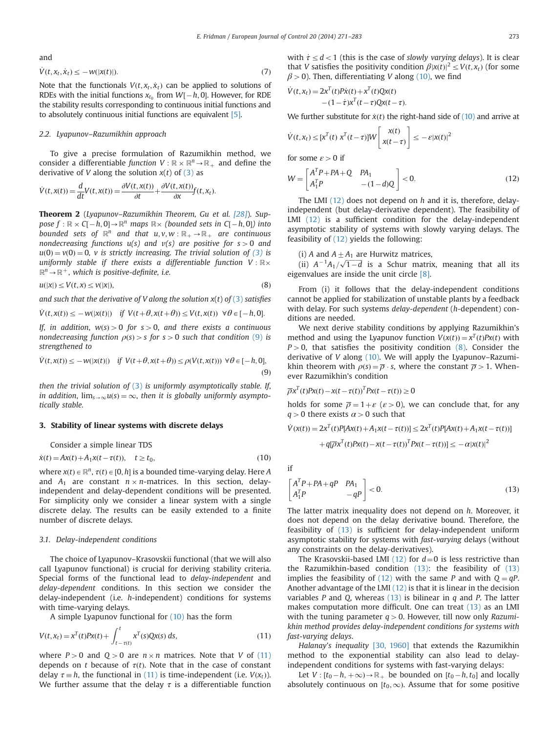and

$$\dot{V}(t, x_t, \dot{x}_t) \le -w(|x(t)|). \tag{7}$$

Note that the functionals $V(t, x_t, \dot{x}_t)$ can be applied to solutions of RDEs with the initial functions $x_{t_0}$ from $W[-h, 0]$. However, for RDE the stability results corresponding to continuous initial functions and to absolutely continuous initial functions are equivalent [5].

### 2.2. Lyapunov–Razumikhin approach

To give a precise formulation of Razumikhin method, we consider a differentiable *function* $V : \mathbb{R} \times \mathbb{R}^n \to \mathbb{R}_+$ and define the derivative of $V$ along the solution $x(t)$ of (3) as

$$\dot{V}(t, x(t)) = \frac{d}{dt} V(t, x(t)) = \frac{\partial V(t, x(t))}{\partial t} + \frac{\partial V(t, x(t))}{\partial x} f(t, x_t).$$

**Theorem 2** (*Lyapunov–Razumikhin Theorem, Gu et al. [28]*). *Suppose $f : \mathbb{R} \times C[-h, 0] \to \mathbb{R}^n$ maps $\mathbb{R} \times$ (bounded sets in $C[-h, 0]$) into bounded sets of $\mathbb{R}^n$ and that $u, v, w : \mathbb{R}_+ \to \mathbb{R}_+$ are continuous nondecreasing functions $u(s)$ and $v(s)$ are positive for $s > 0$ and $u(0) = v(0) = 0$, $v$ is strictly increasing. The trivial solution of (3) is uniformly stable if there exists a differentiable function $V : \mathbb{R} \times \mathbb{R}^n \to \mathbb{R}^+$, which is positive-definite, i.e.*

$$u(|x|) \le V(t, x) \le v(|x|), \tag{8}$$

*and such that the derivative of V along the solution $x(t)$ of (3) satisfies*

$$\dot{V}(t, x(t)) \le -w(|x(t)|) \quad \text{if } V(t+\theta, x(t+\theta)) \le V(t, x(t)) \ \ \forall \theta \in [-h, 0].$$

*If, in addition, $w(s) > 0$ for $s > 0$, and there exists a continuous nondecreasing function $\rho(s) > s$ for $s > 0$ such that condition (9) is strengthened to*

$$\dot{V}(t, x(t)) \le -w(|x(t)|) \quad \text{if } V(t+\theta, x(t+\theta)) \le \rho(V(t, x(t))) \ \ \forall \theta \in [-h, 0], \tag{9}$$

*then the trivial solution of (3) is uniformly asymptotically stable. If, in addition, $\lim_{s\to\infty} u(s) = \infty$, then it is globally uniformly asymptotically stable.*

## 3. Stability of linear systems with discrete delays

Consider a simple linear TDS

$$\dot{x}(t) = Ax(t) + A_1 x(t - \tau(t)), \quad t \ge t_0, \tag{10}$$

where $x(t) \in \mathbb{R}^n$, $\tau(t) \in [0, h]$ is a bounded time-varying delay. Here $A$ and $A_1$ are constant $n \times n$-matrices. In this section, delay-independent and delay-dependent conditions will be presented. For simplicity only we consider a linear system with a single discrete delay. The results can be easily extended to a finite number of discrete delays.

### 3.1. Delay-independent conditions

The choice of Lyapunov–Krasovskii functional (that we will also call Lyapunov functional) is crucial for deriving stability criteria. Special forms of the functional lead to *delay-independent* and *delay-dependent* conditions. In this section we consider the delay-independent (i.e. $h$-independent) conditions for systems with time-varying delays.

A simple Lyapunov functional for (10) has the form

$$V(t, x_t) = x^T(t) P x(t) + \int_{t-\tau(t)}^{t} x^T(s) Q x(s)\, ds, \tag{11}$$

where $P > 0$ and $Q > 0$ are $n \times n$ matrices. Note that $V$ of (11) depends on $t$ because of $\tau(t)$. Note that in the case of constant delay $\tau \equiv h$, the functional in (11) is time-independent (i.e. $V(x_t)$). We further assume that the delay $\tau$ is a differentiable function with $\dot{\tau} \le d < 1$ (this is the case of *slowly varying delays*). It is clear that $V$ satisfies the positivity condition $\beta |x(t)|^2 \le V(t, x_t)$ (for some $\beta > 0$). Then, differentiating $V$ along (10), we find

$$\dot{V}(t, x_t) = 2x^T(t) P \dot{x}(t) + x^T(t) Q x(t) - (1 - \dot{\tau}) x^T(t-\tau) Q x(t-\tau).$$

We further substitute for $\dot{x}(t)$ the right-hand side of (10) and arrive at

$$\dot{V}(t, x_t) \le [x^T(t)\ x^T(t-\tau)] W \begin{bmatrix} x(t) \\ x(t-\tau) \end{bmatrix} \le -\varepsilon |x(t)|^2$$

for some $\varepsilon > 0$ if

$$W = \begin{bmatrix} A^T P + PA + Q & PA_1 \\ A_1^T P & -(1-d) Q \end{bmatrix} < 0. \tag{12}$$

The LMI (12) does not depend on $h$ and it is, therefore, delay-independent (but delay-derivative dependent). The feasibility of LMI (12) is a sufficient condition for the delay-independent asymptotic stability of systems with slowly varying delays. The feasibility of (12) yields the following:

(i) $A$ and $A \pm A_1$ are Hurwitz matrices,
(ii) $A^{-1} A_1 / \sqrt{1-d}$ is a Schur matrix, meaning that all its eigenvalues are inside the unit circle [8].

From (i) it follows that the delay-independent conditions cannot be applied for stabilization of unstable plants by a feedback with delay. For such systems *delay-dependent* ($h$-dependent) conditions are needed.

We next derive stability conditions by applying Razumikhin's method and using the Lyapunov function $V(x(t)) = x^T(t) P x(t)$ with $P > 0$, that satisfies the positivity condition (8). Consider the derivative of $V$ along (10). We will apply the Lyapunov–Razumikhin theorem with $\rho(s) = \overline{p} \cdot s$, where the constant $\overline{p} > 1$. Whenever Razumikhin's condition

$$\overline{p} x^T(t) P x(t) - x(t - \tau(t))^T P x(t - \tau(t)) \ge 0$$

holds for some $\overline{p} = 1 + \varepsilon$ ($\varepsilon > 0$), we can conclude that, for any $q > 0$ there exists $\alpha > 0$ such that

$$\dot{V}(x(t)) = 2x^T(t) P[Ax(t) + A_1 x(t - \tau(t))] \le 2x^T(t) P[Ax(t) + A_1 x(t - \tau(t))] + q[\overline{p} x^T(t) P x(t) - x(t-\tau(t))^T P x(t - \tau(t))] \le -\alpha |x(t)|^2$$

if

$$\begin{bmatrix} A^T P + PA + qP & PA_1 \\ A_1^T P & -qP \end{bmatrix} < 0. \tag{13}$$

The latter matrix inequality does not depend on $h$. Moreover, it does not depend on the delay derivative bound. Therefore, the feasibility of (13) is sufficient for delay-independent uniform asymptotic stability for systems with *fast-varying* delays (without any constraints on the delay-derivatives).

The Krasovskii-based LMI (12) for $d = 0$ is less restrictive than the Razumikhin-based condition (13): the feasibility of (13) implies the feasibility of (12) with the same $P$ and with $Q = qP$. Another advantage of the LMI (12) is that it is linear in the decision variables $P$ and $Q$, whereas (13) is bilinear in $q$ and $P$. The latter makes computation more difficult. One can treat (13) as an LMI with the tuning parameter $q > 0$. However, till now only *Razumikhin method provides delay-independent conditions for systems with fast-varying delays*.

*Halanay's inequality* [30, 1960] that extends the Razumikhin method to the exponential stability can also lead to delay-independent conditions for systems with fast-varying delays:

Let $V : [t_0 - h, +\infty) \to \mathbb{R}_+$ be bounded on $[t_0 - h, t_0]$ and locally absolutely continuous on $[t_0, \infty)$. Assume that for some positive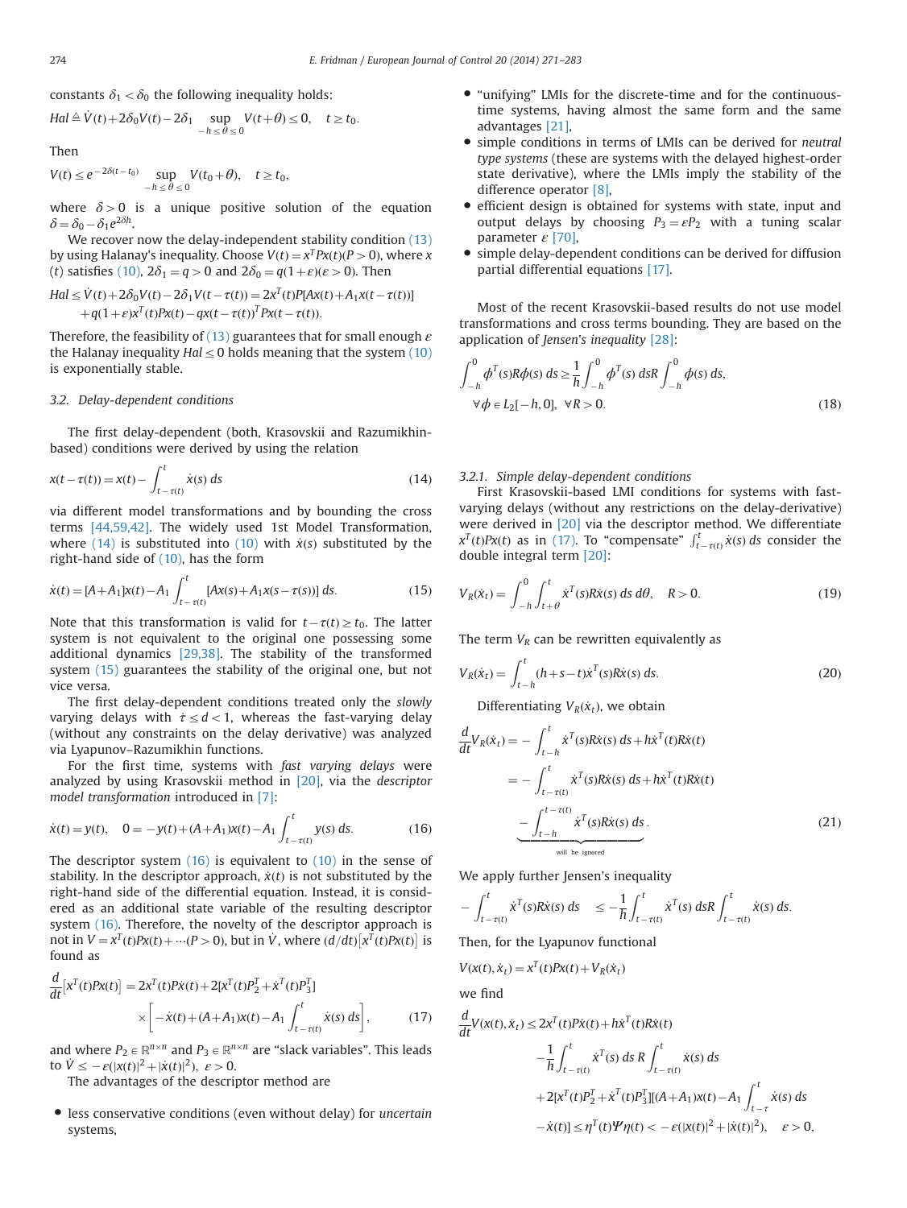constants $\delta_1 < \delta_0$ the following inequality holds:

$$Hal \triangleq \dot{V}(t)+2\delta_0 V(t)-2\delta_1 \sup_{-h \le \theta \le 0} V(t+\theta) \le 0, \quad t \ge t_0.$$

Then

$$V(t) \le e^{-2\delta(t-t_0)} \sup_{-h \le \theta \le 0} V(t_0+\theta), \quad t \ge t_0,$$

where $\delta > 0$ is a unique positive solution of the equation $\delta = \delta_0 - \delta_1 e^{2\delta h}$.

We recover now the delay-independent stability condition (13) by using Halanay's inequality. Choose $V(t) = x^T Px(t)(P>0)$, where $x(t)$ satisfies (10), $2\delta_1 = q > 0$ and $2\delta_0 = q(1+\varepsilon)(\varepsilon > 0)$. Then

$$Hal \le \dot{V}(t)+2\delta_0 V(t)-2\delta_1 V(t-\tau(t)) = 2x^T(t)P[Ax(t)+A_1 x(t-\tau(t))] + q(1+\varepsilon)x^T(t)Px(t) - qx(t-\tau(t))^T Px(t-\tau(t)).$$

Therefore, the feasibility of (13) guarantees that for small enough $\varepsilon$ the Halanay inequality $Hal \le 0$ holds meaning that the system (10) is exponentially stable.

### 3.2. Delay-dependent conditions

The first delay-dependent (both, Krasovskii and Razumikhin-based) conditions were derived by using the relation

$$x(t-\tau(t)) = x(t) - \int_{t-\tau(t)}^{t} \dot{x}(s)\, ds \tag{14}$$

via different model transformations and by bounding the cross terms [44,59,42]. The widely used 1st Model Transformation, where (14) is substituted into (10) with $\dot{x}(s)$ substituted by the right-hand side of (10), has the form

$$\dot{x}(t) = [A+A_1]x(t) - A_1 \int_{t-\tau(t)}^{t} [Ax(s)+A_1 x(s-\tau(s))]\, ds. \tag{15}$$

Note that this transformation is valid for $t-\tau(t) \ge t_0$. The latter system is not equivalent to the original one possessing some additional dynamics [29,38]. The stability of the transformed system (15) guarantees the stability of the original one, but not vice versa.

The first delay-dependent conditions treated only the *slowly* varying delays with $\dot{\tau} \le d < 1$, whereas the fast-varying delay (without any constraints on the delay derivative) was analyzed via Lyapunov–Razumikhin functions.

For the first time, systems with *fast varying delays* were analyzed by using Krasovskii method in [20], via the *descriptor model transformation* introduced in [7]:

$$\dot{x}(t) = y(t), \quad 0 = -y(t) + (A+A_1)x(t) - A_1 \int_{t-\tau(t)}^{t} y(s)\, ds. \tag{16}$$

The descriptor system (16) is equivalent to (10) in the sense of stability. In the descriptor approach, $\dot{x}(t)$ is not substituted by the right-hand side of the differential equation. Instead, it is considered as an additional state variable of the resulting descriptor system (16). Therefore, the novelty of the descriptor approach is not in $V = x^T(t)Px(t) + \cdots (P>0)$, but in $\dot{V}$, where $(d/dt)[x^T(t)Px(t)]$ is found as

$$\frac{d}{dt}[x^T(t)Px(t)] = 2x^T(t)P\dot{x}(t) + 2[x^T(t)P_2^T + \dot{x}^T(t)P_3^T] \times \left[-\dot{x}(t) + (A+A_1)x(t) - A_1 \int_{t-\tau(t)}^{t} \dot{x}(s)\, ds\right], \tag{17}$$

and where $P_2 \in \mathbb{R}^{n \times n}$ and $P_3 \in \mathbb{R}^{n \times n}$ are "slack variables". This leads to $\dot{V} \le -\varepsilon(|x(t)|^2 + |\dot{x}(t)|^2)$, $\varepsilon > 0$.

The advantages of the descriptor method are

- less conservative conditions (even without delay) for *uncertain* systems,
- "unifying" LMIs for the discrete-time and for the continuous-time systems, having almost the same form and the same advantages [21],
- simple conditions in terms of LMIs can be derived for *neutral type systems* (these are systems with the delayed highest-order state derivative), where the LMIs imply the stability of the difference operator [8],
- efficient design is obtained for systems with state, input and output delays by choosing $P_3 = \varepsilon P_2$ with a tuning scalar parameter $\varepsilon$ [70],
- simple delay-dependent conditions can be derived for diffusion partial differential equations [17].

Most of the recent Krasovskii-based results do not use model transformations and cross terms bounding. They are based on the application of *Jensen's inequality* [28]:

$$\int_{-h}^{0} \phi^T(s)R\phi(s)\, ds \ge \frac{1}{h}\int_{-h}^{0} \phi^T(s)\, dsR \int_{-h}^{0} \phi(s)\, ds, \quad \forall \phi \in L_2[-h,0], \ \forall R > 0. \tag{18}$$

#### 3.2.1. Simple delay-dependent conditions

First Krasovskii-based LMI conditions for systems with fast-varying delays (without any restrictions on the delay-derivative) were derived in [20] via the descriptor method. We differentiate $x^T(t)Px(t)$ as in (17). To "compensate" $\int_{t-\tau(t)}^{t} \dot{x}(s)\, ds$ consider the double integral term [20]:

$$V_R(\dot{x}_t) = \int_{-h}^{0} \int_{t+\theta}^{t} \dot{x}^T(s)R\dot{x}(s)\, ds\, d\theta, \quad R > 0. \tag{19}$$

The term $V_R$ can be rewritten equivalently as

$$V_R(\dot{x}_t) = \int_{t-h}^{t} (h+s-t)\dot{x}^T(s)R\dot{x}(s)\, ds. \tag{20}$$

Differentiating $V_R(\dot{x}_t)$, we obtain

$$\begin{aligned}\frac{d}{dt}V_R(\dot{x}_t) &= -\int_{t-h}^{t} \dot{x}^T(s)R\dot{x}(s)\, ds + h\dot{x}^T(t)R\dot{x}(t) \\ &= -\int_{t-\tau(t)}^{t} \dot{x}^T(s)R\dot{x}(s)\, ds + h\dot{x}^T(t)R\dot{x}(t) \\ &\quad \underbrace{-\int_{t-h}^{t-\tau(t)} \dot{x}^T(s)R\dot{x}(s)\, ds}_{\text{will be ignored}}.\end{aligned} \tag{21}$$

We apply further Jensen's inequality

$$-\int_{t-\tau(t)}^{t} \dot{x}^T(s)R\dot{x}(s)\, ds \le -\frac{1}{h}\int_{t-\tau(t)}^{t} \dot{x}^T(s)\, dsR \int_{t-\tau(t)}^{t} \dot{x}(s)\, ds.$$

Then, for the Lyapunov functional

$$V(x(t), \dot{x}_t) = x^T(t)Px(t) + V_R(\dot{x}_t)$$

we find

$$\begin{aligned}\frac{d}{dt}V(x(t), \dot{x}_t) &\le 2x^T(t)P\dot{x}(t) + h\dot{x}^T(t)R\dot{x}(t) \\ &\quad -\frac{1}{h}\int_{t-\tau(t)}^{t} \dot{x}^T(s)\, ds\, R \int_{t-\tau(t)}^{t} \dot{x}(s)\, ds \\ &\quad +2[x^T(t)P_2^T + \dot{x}^T(t)P_3^T][(A+A_1)x(t) - A_1 \int_{t-\tau}^{t} \dot{x}(s)\, ds \\ &\quad -\dot{x}(t)] \le \eta^T(t)\Psi\eta(t) < -\varepsilon(|x(t)|^2 + |\dot{x}(t)|^2), \quad \varepsilon > 0,\end{aligned}$$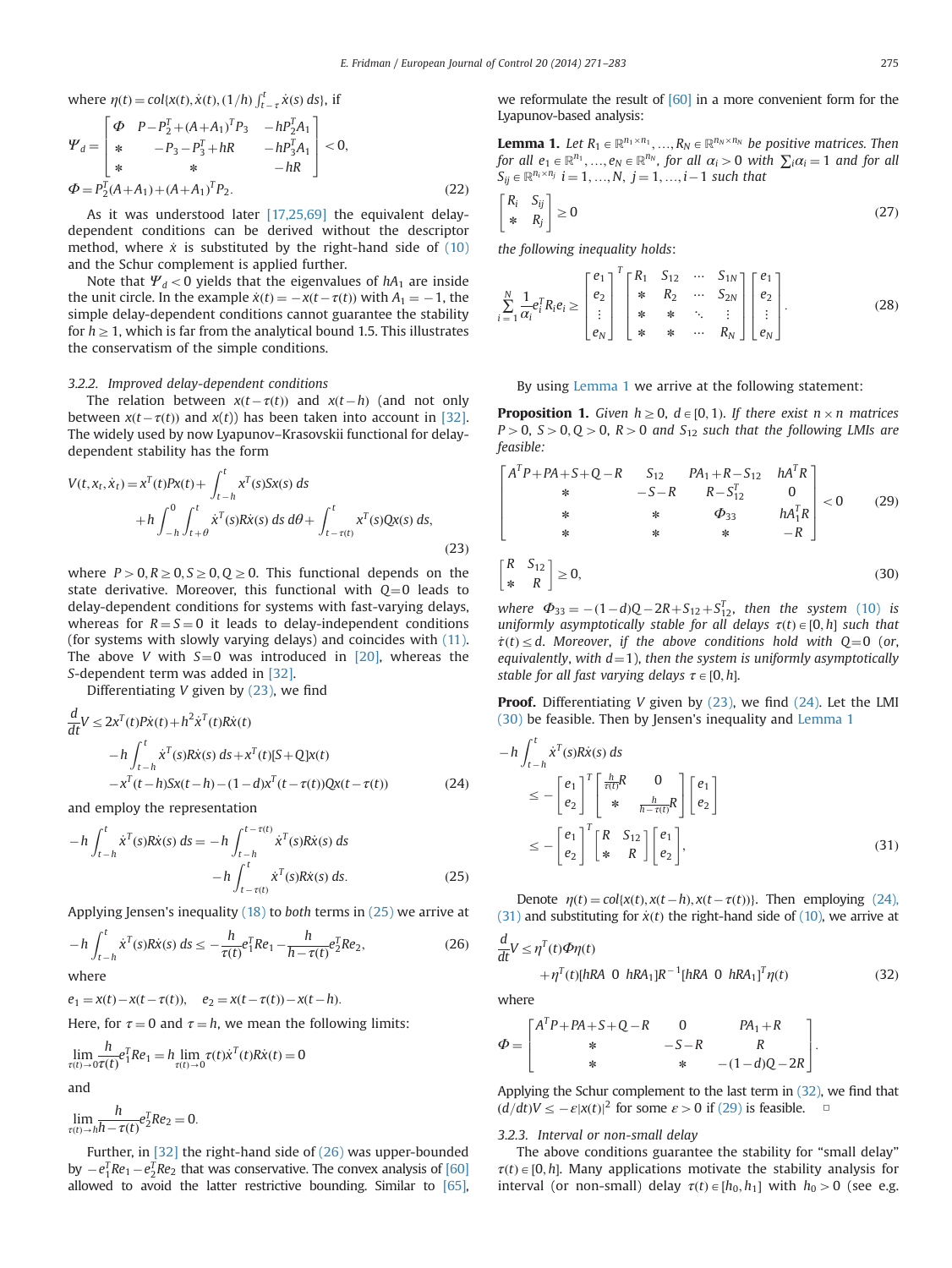where $\eta(t) = col\{x(t), \dot{x}(t), (1/h)\int_{t-\tau}^{t}\dot{x}(s)\,ds\}$, if

$$
\Psi_d = \begin{bmatrix} \Phi & P - P_2^T + (A+A_1)^T P_3 & -hP_2^T A_1 \\ * & -P_3 - P_3^T + hR & -hP_3^T A_1 \\ * & * & -hR \end{bmatrix} < 0,
$$

$$
\Phi = P_2^T(A+A_1) + (A+A_1)^T P_2. \tag{22}
$$

As it was understood later [17,25,69] the equivalent delay-dependent conditions can be derived without the descriptor method, where $\dot{x}$ is substituted by the right-hand side of (10) and the Schur complement is applied further.

Note that $\Psi_d < 0$ yields that the eigenvalues of $hA_1$ are inside the unit circle. In the example $\dot{x}(t) = -x(t-\tau(t))$ with $A_1 = -1$, the simple delay-dependent conditions cannot guarantee the stability for $h \geq 1$, which is far from the analytical bound 1.5. This illustrates the conservatism of the simple conditions.

### 3.2.2. Improved delay-dependent conditions

The relation between $x(t-\tau(t))$ and $x(t-h)$ (and not only between $x(t-\tau(t))$ and $x(t)$) has been taken into account in [32]. The widely used by now Lyapunov–Krasovskii functional for delay-dependent stability has the form

$$
V(t, x_t, \dot{x}_t) = x^T(t)Px(t) + \int_{t-h}^{t} x^T(s)Sx(s)\,ds + h\int_{-h}^{0}\int_{t+\theta}^{t}\dot{x}^T(s)R\dot{x}(s)\,ds\,d\theta + \int_{t-\tau(t)}^{t} x^T(s)Qx(s)\,ds, \tag{23}
$$

where $P > 0, R \geq 0, S \geq 0, Q \geq 0$. This functional depends on the state derivative. Moreover, this functional with $Q = 0$ leads to delay-dependent conditions for systems with fast-varying delays, whereas for $R = S = 0$ it leads to delay-independent conditions (for systems with slowly varying delays) and coincides with (11). The above $V$ with $S = 0$ was introduced in [20], whereas the $S$-dependent term was added in [32].

Differentiating $V$ given by (23), we find

$$
\begin{aligned}
\frac{d}{dt}V \leq\; & 2x^T(t)P\dot{x}(t) + h^2\dot{x}^T(t)R\dot{x}(t) \\
& - h\int_{t-h}^{t}\dot{x}^T(s)R\dot{x}(s)\,ds + x^T(t)[S+Q]x(t) \\
& - x^T(t-h)Sx(t-h) - (1-d)x^T(t-\tau(t))Qx(t-\tau(t))
\end{aligned} \tag{24}
$$

and employ the representation

$$
-h\int_{t-h}^{t}\dot{x}^T(s)R\dot{x}(s)\,ds = -h\int_{t-h}^{t-\tau(t)}\dot{x}^T(s)R\dot{x}(s)\,ds - h\int_{t-\tau(t)}^{t}\dot{x}^T(s)R\dot{x}(s)\,ds. \tag{25}
$$

Applying Jensen's inequality (18) to *both* terms in (25) we arrive at

$$
-h\int_{t-h}^{t}\dot{x}^T(s)R\dot{x}(s)\,ds \leq -\frac{h}{\tau(t)}e_1^T Re_1 - \frac{h}{h-\tau(t)}e_2^T Re_2, \tag{26}
$$

where

$e_1 = x(t) - x(t-\tau(t)), \quad e_2 = x(t-\tau(t)) - x(t-h).$

Here, for $\tau = 0$ and $\tau = h$, we mean the following limits:

$$
\lim_{\tau(t)\to 0}\frac{h}{\tau(t)}e_1^T Re_1 = h\lim_{\tau(t)\to 0}\tau(t)\dot{x}^T(t)R\dot{x}(t) = 0
$$

and

$$
\lim_{\tau(t)\to h}\frac{h}{h-\tau(t)}e_2^T Re_2 = 0.
$$

Further, in [32] the right-hand side of (26) was upper-bounded by $-e_1^T Re_1 - e_2^T Re_2$ that was conservative. The convex analysis of [60] allowed to avoid the latter restrictive bounding. Similar to [65], we reformulate the result of [60] in a more convenient form for the Lyapunov-based analysis:

**Lemma 1.** *Let $R_1 \in \mathbb{R}^{n_1 \times n_1}, \ldots, R_N \in \mathbb{R}^{n_N \times n_N}$ be positive matrices. Then for all $e_1 \in \mathbb{R}^{n_1}, \ldots, e_N \in \mathbb{R}^{n_N}$, for all $\alpha_i > 0$ with $\sum_i \alpha_i = 1$ and for all $S_{ij} \in \mathbb{R}^{n_i \times n_j}$ $i = 1, \ldots, N$, $j = 1, \ldots, i-1$ such that*

$$
\begin{bmatrix} R_i & S_{ij} \\ * & R_j \end{bmatrix} \geq 0 \tag{27}
$$

*the following inequality holds:*

$$
\sum_{i=1}^{N}\frac{1}{\alpha_i}e_i^T R_i e_i \geq \begin{bmatrix} e_1 \\ e_2 \\ \vdots \\ e_N \end{bmatrix}^T \begin{bmatrix} R_1 & S_{12} & \cdots & S_{1N} \\ * & R_2 & \cdots & S_{2N} \\ * & * & \ddots & \vdots \\ * & * & \cdots & R_N \end{bmatrix} \begin{bmatrix} e_1 \\ e_2 \\ \vdots \\ e_N \end{bmatrix}. \tag{28}
$$

By using Lemma 1 we arrive at the following statement:

**Proposition 1.** *Given $h \geq 0$, $d \in [0, 1)$. If there exist $n \times n$ matrices $P > 0$, $S > 0$, $Q > 0$, $R > 0$ and $S_{12}$ such that the following LMIs are feasible:*

$$
\begin{bmatrix} A^T P + PA + S + Q - R & S_{12} & PA_1 + R - S_{12} & hA^T R \\ * & -S - R & R - S_{12}^T & 0 \\ * & * & \Phi_{33} & hA_1^T R \\ * & * & * & -R \end{bmatrix} < 0 \tag{29}
$$

$$
\begin{bmatrix} R & S_{12} \\ * & R \end{bmatrix} \geq 0, \tag{30}
$$

*where $\Phi_{33} = -(1-d)Q - 2R + S_{12} + S_{12}^T$, then the system (10) is uniformly asymptotically stable for all delays $\tau(t) \in [0, h]$ such that $\dot{\tau}(t) \leq d$. Moreover, if the above conditions hold with $Q = 0$ (or, equivalently, with $d = 1$), then the system is uniformly asymptotically stable for all fast varying delays $\tau \in [0, h]$.*

**Proof.** Differentiating $V$ given by (23), we find (24). Let the LMI (30) be feasible. Then by Jensen's inequality and Lemma 1

$$
\begin{aligned}
-h\int_{t-h}^{t}\dot{x}^T(s)R\dot{x}(s)\,ds
&\leq -\begin{bmatrix} e_1 \\ e_2 \end{bmatrix}^T \begin{bmatrix} \frac{h}{\tau(t)}R & 0 \\ * & \frac{h}{h-\tau(t)}R \end{bmatrix} \begin{bmatrix} e_1 \\ e_2 \end{bmatrix} \\
&\leq -\begin{bmatrix} e_1 \\ e_2 \end{bmatrix}^T \begin{bmatrix} R & S_{12} \\ * & R \end{bmatrix} \begin{bmatrix} e_1 \\ e_2 \end{bmatrix},
\end{aligned} \tag{31}
$$

Denote $\eta(t) = col\{x(t), x(t-h), x(t-\tau(t))\}$. Then employing (24), (31) and substituting for $\dot{x}(t)$ the right-hand side of (10), we arrive at

$$
\frac{d}{dt}V \leq \eta^T(t)\Phi\eta(t) + \eta^T(t)[hRA\ \ 0\ \ hRA_1]R^{-1}[hRA\ \ 0\ \ hRA_1]^T\eta(t) \tag{32}
$$

where

$$
\Phi = \begin{bmatrix} A^T P + PA + S + Q - R & 0 & PA_1 + R \\ * & -S - R & R \\ * & * & -(1-d)Q - 2R \end{bmatrix}.
$$

Applying the Schur complement to the last term in (32), we find that $(d/dt)V \leq -\varepsilon|x(t)|^2$ for some $\varepsilon > 0$ if (29) is feasible. □

### 3.2.3. Interval or non-small delay

The above conditions guarantee the stability for "small delay" $\tau(t) \in [0, h]$. Many applications motivate the stability analysis for interval (or non-small) delay $\tau(t) \in [h_0, h_1]$ with $h_0 > 0$ (see e.g.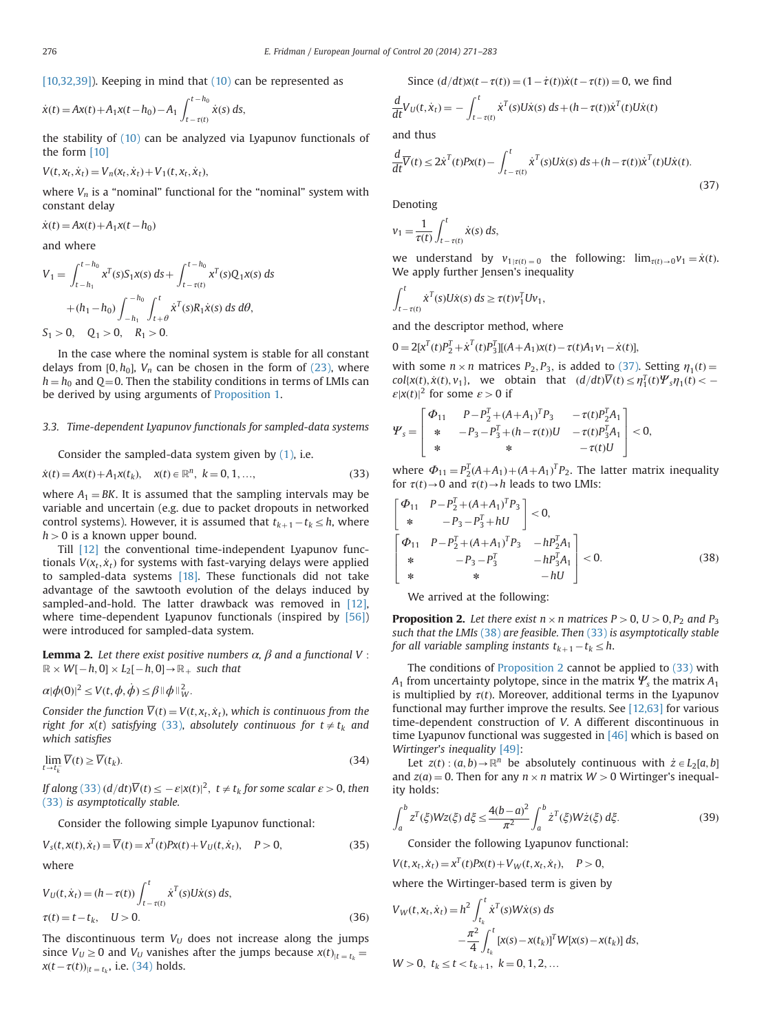[10,32,39]). Keeping in mind that (10) can be represented as

$$\dot{x}(t) = Ax(t) + A_1 x(t-h_0) - A_1 \int_{t-\tau(t)}^{t-h_0} \dot{x}(s)\, ds,$$

the stability of (10) can be analyzed via Lyapunov functionals of the form [10]

$$V(t, x_t, \dot{x}_t) = V_n(x_t, \dot{x}_t) + V_1(t, x_t, \dot{x}_t),$$

where $V_n$ is a "nominal" functional for the "nominal" system with constant delay

$$\dot{x}(t) = Ax(t) + A_1 x(t-h_0)$$

and where

$$V_1 = \int_{t-h_1}^{t-h_0} x^T(s) S_1 x(s)\, ds + \int_{t-\tau(t)}^{t-h_0} x^T(s) Q_1 x(s)\, ds + (h_1 - h_0) \int_{-h_1}^{-h_0} \int_{t+\theta}^{t} \dot{x}^T(s) R_1 \dot{x}(s)\, ds\, d\theta,$$

$$S_1 > 0, \quad Q_1 > 0, \quad R_1 > 0.$$

In the case where the nominal system is stable for all constant delays from $[0, h_0]$, $V_n$ can be chosen in the form of (23), where $h = h_0$ and $Q = 0$. Then the stability conditions in terms of LMIs can be derived by using arguments of Proposition 1.

### 3.3. Time-dependent Lyapunov functionals for sampled-data systems

Consider the sampled-data system given by (1), i.e.

$$\dot{x}(t) = Ax(t) + A_1 x(t_k), \quad x(t) \in \mathbb{R}^n, \quad k = 0, 1, \ldots, \tag{33}$$

where $A_1 = BK$. It is assumed that the sampling intervals may be variable and uncertain (e.g. due to packet dropouts in networked control systems). However, it is assumed that $t_{k+1} - t_k \le h$, where $h > 0$ is a known upper bound.

Till [12] the conventional time-independent Lyapunov functionals $V(x_t, \dot{x}_t)$ for systems with fast-varying delays were applied to sampled-data systems [18]. These functionals did not take advantage of the sawtooth evolution of the delays induced by sampled-and-hold. The latter drawback was removed in [12], where time-dependent Lyapunov functionals (inspired by [56]) were introduced for sampled-data system.

**Lemma 2.** *Let there exist positive numbers $\alpha$, $\beta$ and a functional $V : \mathbb{R} \times W[-h, 0] \times L_2[-h, 0] \to \mathbb{R}_+$ such that*

$$\alpha |\phi(0)|^2 \le V(t, \phi, \dot{\phi}) \le \beta \|\phi\|_W^2.$$

*Consider the function $\overline{V}(t) = V(t, x_t, \dot{x}_t)$, which is continuous from the right for $x(t)$ satisfying (33), absolutely continuous for $t \ne t_k$ and which satisfies*

$$\lim_{t \to t_k^-} \overline{V}(t) \ge \overline{V}(t_k). \tag{34}$$

*If along (33) $(d/dt)\overline{V}(t) \le -\varepsilon |x(t)|^2$, $t \ne t_k$ for some scalar $\varepsilon > 0$, then (33) is asymptotically stable.*

Consider the following simple Lyapunov functional:

$$V_s(t, x(t), \dot{x}_t) = \overline{V}(t) = x^T(t) P x(t) + V_U(t, \dot{x}_t), \quad P > 0, \tag{35}$$

where

$$V_U(t, \dot{x}_t) = (h - \tau(t)) \int_{t-\tau(t)}^{t} \dot{x}^T(s) U \dot{x}(s)\, ds,$$

$$\tau(t) = t - t_k, \quad U > 0. \tag{36}$$

The discontinuous term $V_U$ does not increase along the jumps since $V_U \ge 0$ and $V_U$ vanishes after the jumps because $x(t)_{|t=t_k} = x(t-\tau(t))_{|t=t_k}$, i.e. (34) holds.

Since $(d/dt)x(t-\tau(t)) = (1 - \dot{\tau}(t))\dot{x}(t-\tau(t)) = 0$, we find

$$\frac{d}{dt} V_U(t, \dot{x}_t) = -\int_{t-\tau(t)}^{t} \dot{x}^T(s) U \dot{x}(s)\, ds + (h - \tau(t)) \dot{x}^T(t) U \dot{x}(t)$$

and thus

$$\frac{d}{dt} \overline{V}(t) \le 2\dot{x}^T(t) P x(t) - \int_{t-\tau(t)}^{t} \dot{x}^T(s) U \dot{x}(s)\, ds + (h - \tau(t)) \dot{x}^T(t) U \dot{x}(t). \tag{37}$$

Denoting

$$v_1 = \frac{1}{\tau(t)} \int_{t-\tau(t)}^{t} \dot{x}(s)\, ds,$$

we understand by $v_{1|\tau(t)=0}$ the following: $\lim_{\tau(t) \to 0} v_1 = \dot{x}(t)$. We apply further Jensen's inequality

$$\int_{t-\tau(t)}^{t} \dot{x}^T(s) U \dot{x}(s)\, ds \ge \tau(t) v_1^T U v_1,$$

and the descriptor method, where

$$0 = 2[x^T(t) P_2^T + \dot{x}^T(t) P_3^T][(A + A_1)x(t) - \tau(t) A_1 v_1 - \dot{x}(t)],$$

with some $n \times n$ matrices $P_2, P_3$, is added to (37). Setting $\eta_1(t) = col\{x(t), \dot{x}(t), v_1\}$, we obtain that $(d/dt)\overline{V}(t) \le \eta_1^T(t) \Psi_s \eta_1(t) < -\varepsilon |x(t)|^2$ for some $\varepsilon > 0$ if

$$\Psi_s = \begin{bmatrix} \Phi_{11} & P - P_2^T + (A + A_1)^T P_3 & -\tau(t) P_2^T A_1 \\ * & -P_3 - P_3^T + (h - \tau(t)) U & -\tau(t) P_3^T A_1 \\ * & * & -\tau(t) U \end{bmatrix} < 0,$$

where $\Phi_{11} = P_2^T(A + A_1) + (A + A_1)^T P_2$. The latter matrix inequality for $\tau(t) \to 0$ and $\tau(t) \to h$ leads to two LMIs:

$$\begin{bmatrix} \Phi_{11} & P - P_2^T + (A + A_1)^T P_3 \\ * & -P_3 - P_3^T + hU \end{bmatrix} < 0,$$

$$\begin{bmatrix} \Phi_{11} & P - P_2^T + (A + A_1)^T P_3 & -h P_2^T A_1 \\ * & -P_3 - P_3^T & -h P_3^T A_1 \\ * & * & -hU \end{bmatrix} < 0. \tag{38}$$

We arrived at the following:

**Proposition 2.** *Let there exist $n \times n$ matrices $P > 0$, $U > 0$, $P_2$ and $P_3$ such that the LMIs (38) are feasible. Then (33) is asymptotically stable for all variable sampling instants $t_{k+1} - t_k \le h$.*

The conditions of Proposition 2 cannot be applied to (33) with $A_1$ from uncertainty polytope, since in the matrix $\Psi_s$ the matrix $A_1$ is multiplied by $\tau(t)$. Moreover, additional terms in the Lyapunov functional may further improve the results. See [12,63] for various time-dependent construction of $V$. A different discontinuous in time Lyapunov functional was suggested in [46] which is based on *Wirtinger's inequality* [49]:

Let $z(t) : (a, b) \to \mathbb{R}^n$ be absolutely continuous with $\dot{z} \in L_2[a, b]$ and $z(a) = 0$. Then for any $n \times n$ matrix $W > 0$ Wirtinger's inequality holds:

$$\int_a^b z^T(\xi) W z(\xi)\, d\xi \le \frac{4(b-a)^2}{\pi^2} \int_a^b \dot{z}^T(\xi) W \dot{z}(\xi)\, d\xi. \tag{39}$$

Consider the following Lyapunov functional:

$$V(t, x_t, \dot{x}_t) = x^T(t) P x(t) + V_W(t, x_t, \dot{x}_t), \quad P > 0,$$

where the Wirtinger-based term is given by

$$V_W(t, x_t, \dot{x}_t) = h^2 \int_{t_k}^{t} \dot{x}^T(s) W \dot{x}(s)\, ds - \frac{\pi^2}{4} \int_{t_k}^{t} [x(s) - x(t_k)]^T W [x(s) - x(t_k)]\, ds,$$

$$W > 0, \; t_k \le t < t_{k+1}, \; k = 0, 1, 2, \ldots$$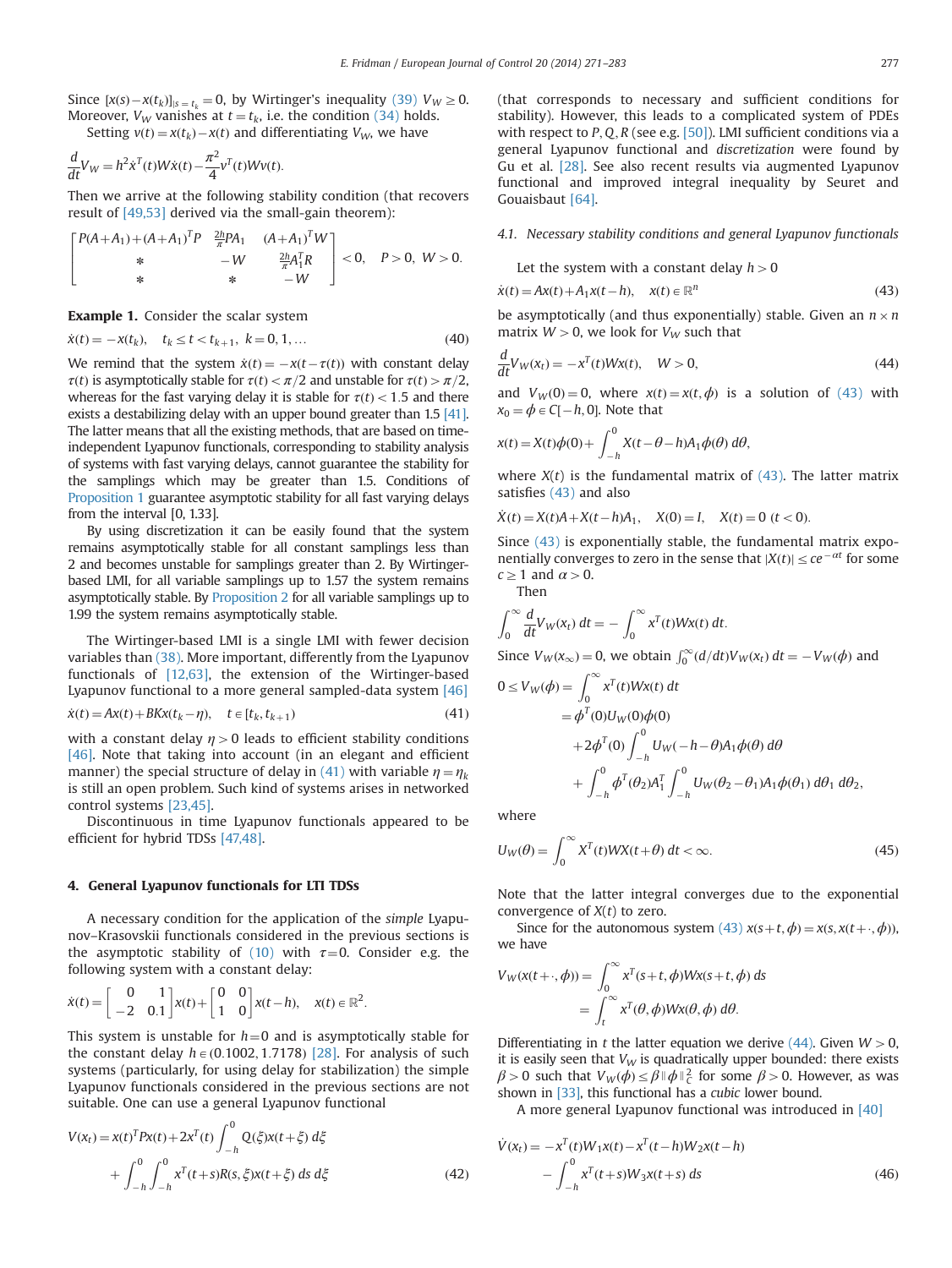Since $[x(s)-x(t_k)]_{|s=t_k}=0$, by Wirtinger's inequality (39) $V_W \geq 0$. Moreover, $V_W$ vanishes at $t=t_k$, i.e. the condition (34) holds.

Setting $v(t)=x(t_k)-x(t)$ and differentiating $V_W$, we have

$$\frac{d}{dt}V_W = h^2\dot{x}^T(t)W\dot{x}(t)-\frac{\pi^2}{4}v^T(t)Wv(t).$$

Then we arrive at the following stability condition (that recovers result of [49,53] derived via the small-gain theorem):

$$\begin{bmatrix} P(A+A_1)+(A+A_1)^TP & \frac{2h}{\pi}PA_1 & (A+A_1)^TW \\ * & -W & \frac{2h}{\pi}A_1^TR \\ * & * & -W \end{bmatrix}<0, \quad P>0,\ W>0.$$

**Example 1.** Consider the scalar system

$$\dot{x}(t)=-x(t_k), \quad t_k \leq t < t_{k+1},\ k=0,1,\ldots \tag{40}$$

We remind that the system $\dot{x}(t)=-x(t-\tau(t))$ with constant delay $\tau(t)$ is asymptotically stable for $\tau(t)<\pi/2$ and unstable for $\tau(t)>\pi/2$, whereas for the fast varying delay it is stable for $\tau(t)<1.5$ and there exists a destabilizing delay with an upper bound greater than 1.5 [41]. The latter means that all the existing methods, that are based on time-independent Lyapunov functionals, corresponding to stability analysis of systems with fast varying delays, cannot guarantee the stability for the samplings which may be greater than 1.5. Conditions of Proposition 1 guarantee asymptotic stability for all fast varying delays from the interval [0, 1.33].

By using discretization it can be easily found that the system remains asymptotically stable for all constant samplings less than 2 and becomes unstable for samplings greater than 2. By Wirtinger-based LMI, for all variable samplings up to 1.57 the system remains asymptotically stable. By Proposition 2 for all variable samplings up to 1.99 the system remains asymptotically stable.

The Wirtinger-based LMI is a single LMI with fewer decision variables than (38). More important, differently from the Lyapunov functionals of [12,63], the extension of the Wirtinger-based Lyapunov functional to a more general sampled-data system [46]

$$\dot{x}(t)=Ax(t)+BKx(t_k-\eta), \quad t \in [t_k, t_{k+1}) \tag{41}$$

with a constant delay $\eta>0$ leads to efficient stability conditions [46]. Note that taking into account (in an elegant and efficient manner) the special structure of delay in (41) with variable $\eta=\eta_k$ is still an open problem. Such kind of systems arises in networked control systems [23,45].

Discontinuous in time Lyapunov functionals appeared to be efficient for hybrid TDSs [47,48].

## 4. General Lyapunov functionals for LTI TDSs

A necessary condition for the application of the *simple* Lyapunov–Krasovskii functionals considered in the previous sections is the asymptotic stability of (10) with $\tau=0$. Consider e.g. the following system with a constant delay:

$$\dot{x}(t)=\begin{bmatrix} 0 & 1 \\ -2 & 0.1 \end{bmatrix}x(t)+\begin{bmatrix} 0 & 0 \\ 1 & 0 \end{bmatrix}x(t-h), \quad x(t)\in\mathbb{R}^2.$$

This system is unstable for $h=0$ and is asymptotically stable for the constant delay $h \in (0.1002, 1.7178)$ [28]. For analysis of such systems (particularly, for using delay for stabilization) the simple Lyapunov functionals considered in the previous sections are not suitable. One can use a general Lyapunov functional

$$V(x_t)=x(t)^TPx(t)+2x^T(t)\int_{-h}^{0}Q(\xi)x(t+\xi)\,d\xi + \int_{-h}^{0}\int_{-h}^{0}x^T(t+s)R(s,\xi)x(t+\xi)\,ds\,d\xi \tag{42}$$

(that corresponds to necessary and sufficient conditions for stability). However, this leads to a complicated system of PDEs with respect to $P, Q, R$ (see e.g. [50]). LMI sufficient conditions via a general Lyapunov functional and *discretization* were found by Gu et al. [28]. See also recent results via augmented Lyapunov functional and improved integral inequality by Seuret and Gouaisbaut [64].

### 4.1. Necessary stability conditions and general Lyapunov functionals

Let the system with a constant delay $h>0$

$$\dot{x}(t)=Ax(t)+A_1x(t-h), \quad x(t)\in\mathbb{R}^n \tag{43}$$

be asymptotically (and thus exponentially) stable. Given an $n \times n$ matrix $W>0$, we look for $V_W$ such that

$$\frac{d}{dt}V_W(x_t)=-x^T(t)Wx(t), \quad W>0, \tag{44}$$

and $V_W(0)=0$, where $x(t)=x(t,\phi)$ is a solution of (43) with $x_0=\phi\in C[-h,0]$. Note that

$$x(t)=X(t)\phi(0)+\int_{-h}^{0}X(t-\theta-h)A_1\phi(\theta)\,d\theta,$$

where $X(t)$ is the fundamental matrix of (43). The latter matrix satisfies (43) and also

$$\dot{X}(t)=X(t)A+X(t-h)A_1, \quad X(0)=I, \quad X(t)=0\ (t<0).$$

Since (43) is exponentially stable, the fundamental matrix exponentially converges to zero in the sense that $|X(t)|\leq ce^{-\alpha t}$ for some $c \geq 1$ and $\alpha>0$.

Then

$$\int_0^\infty \frac{d}{dt}V_W(x_t)\,dt=-\int_0^\infty x^T(t)Wx(t)\,dt.$$

Since $V_W(x_\infty)=0$, we obtain $\int_0^\infty (d/dt)V_W(x_t)\,dt=-V_W(\phi)$ and

$$\begin{aligned} 0 \leq V_W(\phi) &= \int_0^\infty x^T(t)Wx(t)\,dt \\ &= \phi^T(0)U_W(0)\phi(0) \\ &\quad +2\phi^T(0)\int_{-h}^{0}U_W(-h-\theta)A_1\phi(\theta)\,d\theta \\ &\quad +\int_{-h}^{0}\phi^T(\theta_2)A_1^T\int_{-h}^{0}U_W(\theta_2-\theta_1)A_1\phi(\theta_1)\,d\theta_1\,d\theta_2, \end{aligned}$$

where

$$U_W(\theta)=\int_0^\infty X^T(t)WX(t+\theta)\,dt<\infty. \tag{45}$$

Note that the latter integral converges due to the exponential convergence of $X(t)$ to zero.

Since for the autonomous system (43) $x(s+t,\phi)=x(s,x(t+\cdot,\phi))$, we have

$$\begin{aligned} V_W(x(t+\cdot,\phi)) &= \int_0^\infty x^T(s+t,\phi)Wx(s+t,\phi)\,ds \\ &= \int_t^\infty x^T(\theta,\phi)Wx(\theta,\phi)\,d\theta. \end{aligned}$$

Differentiating in $t$ the latter equation we derive (44). Given $W>0$, it is easily seen that $V_W$ is quadratically upper bounded: there exists $\beta>0$ such that $V_W(\phi)\leq\beta\|\phi\|_C^2$ for some $\beta>0$. However, as was shown in [33], this functional has a *cubic* lower bound.

A more general Lyapunov functional was introduced in [40]

$$\dot{V}(x_t)=-x^T(t)W_1x(t)-x^T(t-h)W_2x(t-h) - \int_{-h}^{0}x^T(t+s)W_3x(t+s)\,ds \tag{46}$$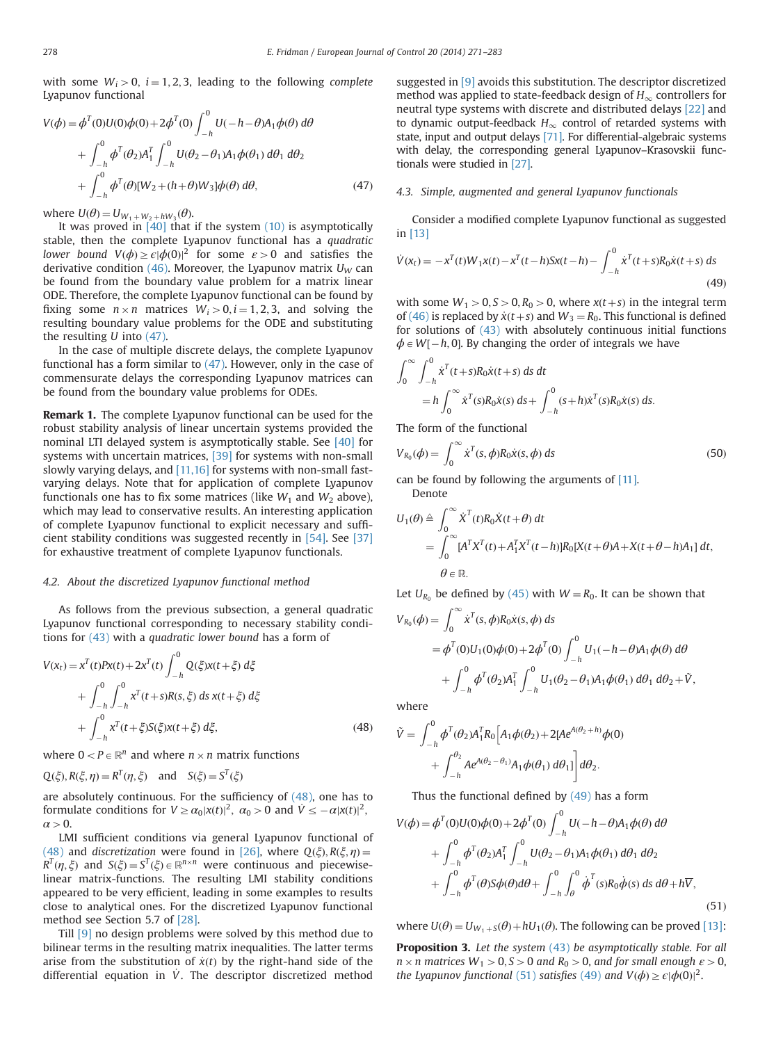with some $W_i > 0$, $i = 1, 2, 3$, leading to the following *complete* Lyapunov functional

$$
\begin{aligned}
V(\phi) &= \phi^T(0)U(0)\phi(0) + 2\phi^T(0)\int_{-h}^{0} U(-h-\theta)A_1\phi(\theta)\, d\theta \\
&+ \int_{-h}^{0} \phi^T(\theta_2)A_1^T \int_{-h}^{0} U(\theta_2 - \theta_1)A_1\phi(\theta_1)\, d\theta_1\, d\theta_2 \\
&+ \int_{-h}^{0} \phi^T(\theta)[W_2 + (h+\theta)W_3]\phi(\theta)\, d\theta, \qquad (47)
\end{aligned}
$$

where $U(\theta) = U_{W_1 + W_2 + hW_3}(\theta)$.

It was proved in [40] that if the system (10) is asymptotically stable, then the complete Lyapunov functional has a *quadratic lower bound* $V(\phi) \geq \epsilon|\phi(0)|^2$ for some $\varepsilon > 0$ and satisfies the derivative condition (46). Moreover, the Lyapunov matrix $U_W$ can be found from the boundary value problem for a matrix linear ODE. Therefore, the complete Lyapunov functional can be found by fixing some $n \times n$ matrices $W_i > 0, i = 1, 2, 3$, and solving the resulting boundary value problems for the ODE and substituting the resulting $U$ into (47).

In the case of multiple discrete delays, the complete Lyapunov functional has a form similar to (47). However, only in the case of commensurate delays the corresponding Lyapunov matrices can be found from the boundary value problems for ODEs.

**Remark 1.** The complete Lyapunov functional can be used for the robust stability analysis of linear uncertain systems provided the nominal LTI delayed system is asymptotically stable. See [40] for systems with uncertain matrices, [39] for systems with non-small slowly varying delays, and [11,16] for systems with non-small fast-varying delays. Note that for application of complete Lyapunov functionals one has to fix some matrices (like $W_1$ and $W_2$ above), which may lead to conservative results. An interesting application of complete Lyapunov functional to explicit necessary and sufficient stability conditions was suggested recently in [54]. See [37] for exhaustive treatment of complete Lyapunov functionals.

### 4.2. About the discretized Lyapunov functional method

As follows from the previous subsection, a general quadratic Lyapunov functional corresponding to necessary stability conditions for (43) with a *quadratic lower bound* has a form of

$$
\begin{aligned}
V(x_t) &= x^T(t)Px(t) + 2x^T(t)\int_{-h}^{0} Q(\xi)x(t+\xi)\, d\xi \\
&+ \int_{-h}^{0}\int_{-h}^{0} x^T(t+s)R(s,\xi)\, ds\, x(t+\xi)\, d\xi \\
&+ \int_{-h}^{0} x^T(t+\xi)S(\xi)x(t+\xi)\, d\xi, \qquad (48)
\end{aligned}
$$

where $0 < P \in \mathbb{R}^n$ and where $n \times n$ matrix functions

$$Q(\xi), R(\xi,\eta) = R^T(\eta,\xi) \quad \text{and} \quad S(\xi) = S^T(\xi)$$

are absolutely continuous. For the sufficiency of (48), one has to formulate conditions for $V \geq \alpha_0|x(t)|^2$, $\alpha_0 > 0$ and $\dot{V} \leq -\alpha|x(t)|^2$, $\alpha > 0$.

LMI sufficient conditions via general Lyapunov functional of (48) and *discretization* were found in [26], where $Q(\xi), R(\xi,\eta) = R^T(\eta,\xi)$ and $S(\xi) = S^T(\xi) \in \mathbb{R}^{n\times n}$ were continuous and piecewise-linear matrix-functions. The resulting LMI stability conditions appeared to be very efficient, leading in some examples to results close to analytical ones. For the discretized Lyapunov functional method see Section 5.7 of [28].

Till [9] no design problems were solved by this method due to bilinear terms in the resulting matrix inequalities. The latter terms arise from the substitution of $\dot{x}(t)$ by the right-hand side of the differential equation in $\dot{V}$. The descriptor discretized method suggested in [9] avoids this substitution. The descriptor discretized method was applied to state-feedback design of $H_\infty$ controllers for neutral type systems with discrete and distributed delays [22] and to dynamic output-feedback $H_\infty$ control of retarded systems with state, input and output delays [71]. For differential-algebraic systems with delay, the corresponding general Lyapunov–Krasovskii functionals were studied in [27].

### 4.3. Simple, augmented and general Lyapunov functionals

Consider a modified complete Lyapunov functional as suggested in [13]

$$\dot{V}(x_t) = -x^T(t)W_1x(t) - x^T(t-h)Sx(t-h) - \int_{-h}^{0} \dot{x}^T(t+s)R_0\dot{x}(t+s)\, ds \qquad (49)$$

with some $W_1 > 0, S > 0, R_0 > 0$, where $x(t+s)$ in the integral term of (46) is replaced by $\dot{x}(t+s)$ and $W_3 = R_0$. This functional is defined for solutions of (43) with absolutely continuous initial functions $\phi \in W[-h, 0]$. By changing the order of integrals we have

$$
\begin{aligned}
&\int_0^\infty \int_{-h}^{0} \dot{x}^T(t+s)R_0\dot{x}(t+s)\, ds\, dt \\
&\quad = h\int_0^\infty \dot{x}^T(s)R_0\dot{x}(s)\, ds + \int_{-h}^{0}(s+h)\dot{x}^T(s)R_0\dot{x}(s)\, ds.
\end{aligned}
$$

The form of the functional

$$V_{R_0}(\phi) = \int_0^\infty \dot{x}^T(s,\phi)R_0\dot{x}(s,\phi)\, ds \qquad (50)$$

can be found by following the arguments of [11].

Denote

$$
\begin{aligned}
U_1(\theta) &\triangleq \int_0^\infty \dot{X}^T(t)R_0\dot{X}(t+\theta)\, dt \\
&= \int_0^\infty [A^TX^T(t) + A_1^TX^T(t-h)]R_0[X(t+\theta)A + X(t+\theta-h)A_1]\, dt, \\
&\theta \in \mathbb{R}.
\end{aligned}
$$

Let $U_{R_0}$ be defined by (45) with $W = R_0$. It can be shown that

$$
\begin{aligned}
V_{R_0}(\phi) &= \int_0^\infty \dot{x}^T(s,\phi)R_0\dot{x}(s,\phi)\, ds \\
&= \phi^T(0)U_1(0)\phi(0) + 2\phi^T(0)\int_{-h}^{0} U_1(-h-\theta)A_1\phi(\theta)\, d\theta \\
&+ \int_{-h}^{0} \phi^T(\theta_2)A_1^T \int_{-h}^{0} U_1(\theta_2-\theta_1)A_1\phi(\theta_1)\, d\theta_1\, d\theta_2 + \tilde{V},
\end{aligned}
$$

where

$$
\begin{aligned}
\tilde{V} = \int_{-h}^{0} \phi^T(\theta_2)A_1^TR_0\Big[A_1\phi(\theta_2) + 2[Ae^{A(\theta_2+h)}\phi(0) \\
+ \int_{-h}^{\theta_2} Ae^{A(\theta_2-\theta_1)}A_1\phi(\theta_1)\, d\theta_1]\Big]\, d\theta_2.
\end{aligned}
$$

Thus the functional defined by (49) has a form

$$
\begin{aligned}
V(\phi) &= \phi^T(0)U(0)\phi(0) + 2\phi^T(0)\int_{-h}^{0} U(-h-\theta)A_1\phi(\theta)\, d\theta \\
&+ \int_{-h}^{0} \phi^T(\theta_2)A_1^T \int_{-h}^{0} U(\theta_2-\theta_1)A_1\phi(\theta_1)\, d\theta_1\, d\theta_2 \\
&+ \int_{-h}^{0} \phi^T(\theta)S\phi(\theta)d\theta + \int_{-h}^{0}\int_{\theta}^{0} \dot{\phi}^T(s)R_0\dot{\phi}(s)\, ds\, d\theta + h\overline{V}, \qquad (51)
\end{aligned}
$$

where $U(\theta) = U_{W_1+S}(\theta) + hU_1(\theta)$. The following can be proved [13]:

**Proposition 3.** *Let the system (43) be asymptotically stable. For all $n \times n$ matrices $W_1 > 0, S > 0$ and $R_0 > 0$, and for small enough $\varepsilon > 0$, the Lyapunov functional (51) satisfies (49) and $V(\phi) \geq \epsilon|\phi(0)|^2$.*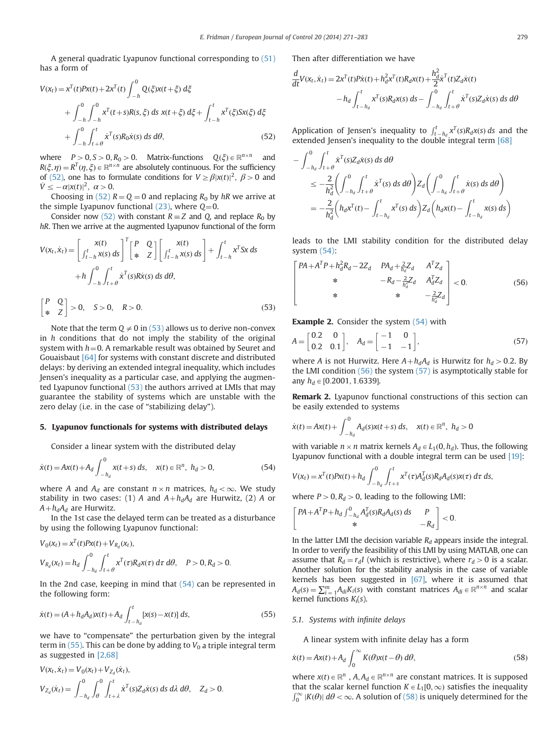A general quadratic Lyapunov functional corresponding to (51) has a form of

$$
\begin{aligned}
V(x_t) &= x^T(t)Px(t) + 2x^T(t)\int_{-h}^{0} Q(\xi)x(t+\xi)\,d\xi \\
&\quad + \int_{-h}^{0}\int_{-h}^{0} x^T(t+s)R(s,\xi)\,ds\; x(t+\xi)\,d\xi + \int_{t-h}^{t} x^T(\xi)Sx(\xi)\,d\xi \\
&\quad + \int_{-h}^{0}\int_{t+\theta}^{t} \dot{x}^T(s)R_0\dot{x}(s)\,ds\,d\theta, \qquad (52)
\end{aligned}
$$

where $P>0, S>0, R_0>0$. Matrix-functions $Q(\xi)\in\mathbb{R}^{n\times n}$ and $R(\xi,\eta)=R^T(\eta,\xi)\in\mathbb{R}^{n\times n}$ are absolutely continuous. For the sufficiency of (52), one has to formulate conditions for $V \geq \beta|x(t)|^2$, $\beta>0$ and $\dot{V} \leq -\alpha|x(t)|^2$, $\alpha>0$.

Choosing in (52) $R=Q=0$ and replacing $R_0$ by $hR$ we arrive at the simple Lyapunov functional (23), where $Q=0$.

Consider now (52) with constant $R\equiv Z$ and $Q$, and replace $R_0$ by $hR$. Then we arrive at the augmented Lyapunov functional of the form

$$
\begin{aligned}
V(x_t,\dot{x}_t) &= \begin{bmatrix} x(t) \\ \int_{t-h}^{t} x(s)\,ds \end{bmatrix}^T \begin{bmatrix} P & Q \\ * & Z \end{bmatrix} \begin{bmatrix} x(t) \\ \int_{t-h}^{t} x(s)\,ds \end{bmatrix} + \int_{t-h}^{t} x^T Sx\,ds \\
&\quad + h\int_{-h}^{0}\int_{t+\theta}^{t} \dot{x}^T(s)R\dot{x}(s)\,ds\,d\theta,
\end{aligned}
$$

$$
\begin{bmatrix} P & Q \\ * & Z \end{bmatrix} > 0, \quad S>0, \quad R>0. \qquad (53)
$$

Note that the term $Q\neq 0$ in (53) allows us to derive non-convex in $h$ conditions that do not imply the stability of the original system with $h=0$. A remarkable result was obtained by Seuret and Gouaisbaut [64] for systems with constant discrete and distributed delays: by deriving an extended integral inequality, which includes Jensen's inequality as a particular case, and applying the augmented Lyapunov functional (53) the authors arrived at LMIs that may guarantee the stability of systems which are unstable with the zero delay (i.e. in the case of "stabilizing delay").

## 5. Lyapunov functionals for systems with distributed delays

Consider a linear system with the distributed delay

$$
\dot{x}(t) = Ax(t) + A_d\int_{-h_d}^{0} x(t+s)\,ds, \quad x(t)\in\mathbb{R}^n,\ h_d>0, \qquad (54)
$$

where $A$ and $A_d$ are constant $n\times n$ matrices, $h_d<\infty$. We study stability in two cases: (1) $A$ and $A+h_dA_d$ are Hurwitz, (2) $A$ or $A+h_dA_d$ are Hurwitz.

In the 1st case the delayed term can be treated as a disturbance by using the following Lyapunov functional:

$$
V_0(x_t) = x^T(t)Px(t) + V_{R_d}(x_t),
$$

$$
V_{R_d}(x_t) = h_d\int_{-h_d}^{0}\int_{t+\theta}^{t} x^T(\tau)R_dx(\tau)\,d\tau\,d\theta, \quad P>0, R_d>0.
$$

In the 2nd case, keeping in mind that (54) can be represented in the following form:

$$
\dot{x}(t) = (A+h_dA_d)x(t) + A_d\int_{t-h_d}^{t} [x(s)-x(t)]\,ds, \qquad (55)
$$

we have to "compensate" the perturbation given by the integral term in (55). This can be done by adding to $V_0$ a triple integral term as suggested in [2,68]

$$
V(x_t,\dot{x}_t) = V_0(x_t) + V_{Z_d}(\dot{x}_t),
$$

$$
V_{Z_d}(\dot{x}_t) = \int_{-h_d}^{0}\int_{\theta}^{0}\int_{t+\lambda}^{t} \dot{x}^T(s)Z_d\dot{x}(s)\,ds\,d\lambda\,d\theta, \quad Z_d>0.
$$

Then after differentiation we have

$$
\begin{aligned}
\frac{d}{dt}V(x_t,\dot{x}_t) &= 2x^T(t)P\dot{x}(t) + h_d^2x^T(t)R_dx(t) + \frac{h_d^2}{2}\dot{x}^T(t)Z_d\dot{x}(t) \\
&\quad - h_d\int_{t-h_d}^{t} x^T(s)R_dx(s)\,ds - \int_{-h_d}^{0}\int_{t+\theta}^{t} \dot{x}^T(s)Z_d\dot{x}(s)\,ds\,d\theta
\end{aligned}
$$

Application of Jensen's inequality to $\int_{t-h_d}^{t} x^T(s)R_dx(s)\,ds$ and the extended Jensen's inequality to the double integral term [68]

$$
\begin{aligned}
&-\int_{-h_d}^{0}\int_{t+\theta}^{t} \dot{x}^T(s)Z_d\dot{x}(s)\,ds\,d\theta \\
&\leq -\frac{2}{h_d^2}\left(\int_{-h_d}^{0}\int_{t+\theta}^{t} \dot{x}^T(s)\,ds\,d\theta\right) Z_d \left(\int_{-h_d}^{0}\int_{t+\theta}^{t} \dot{x}(s)\,ds\,d\theta\right) \\
&= -\frac{2}{h_d^2}\left(h_dx^T(t) - \int_{t-h_d}^{t} x^T(s)\,ds\right) Z_d \left(h_dx(t) - \int_{t-h_d}^{t} x(s)\,ds\right)
\end{aligned}
$$

leads to the LMI stability condition for the distributed delay system (54):

$$
\begin{bmatrix} PA+A^TP+h_d^2R_d-2Z_d & PA_d+\frac{2}{h_d}Z_d & A^TZ_d \\ * & -R_d-\frac{2}{h_d^2}Z_d & A_d^TZ_d \\ * & * & -\frac{2}{h_d^2}Z_d \end{bmatrix} < 0. \qquad (56)
$$

**Example 2.** Consider the system (54) with

$$
A = \begin{bmatrix} 0.2 & 0 \\ 0.2 & 0.1 \end{bmatrix}, \quad A_d = \begin{bmatrix} -1 & 0 \\ -1 & -1 \end{bmatrix}, \qquad (57)
$$

where $A$ is not Hurwitz. Here $A+h_dA_d$ is Hurwitz for $h_d>0.2$. By the LMI condition (56) the system (57) is asymptotically stable for any $h_d\in[0.2001, 1.6339]$.

**Remark 2.** Lyapunov functional constructions of this section can be easily extended to systems

$$
\dot{x}(t) = Ax(t) + \int_{-h_d}^{0} A_d(s)x(t+s)\,ds, \quad x(t)\in\mathbb{R}^n,\ h_d>0
$$

with variable $n\times n$ matrix kernels $A_d\in L_1(0,h_d)$. Thus, the following Lyapunov functional with a double integral term can be used [19]:

$$
V(x_t) = x^T(t)Px(t) + h_d\int_{-h_d}^{0}\int_{t+s}^{t} x^T(\tau)A_d^T(s)R_dA_d(s)x(\tau)\,d\tau\,ds,
$$

where $P>0, R_d>0$, leading to the following LMI:

$$
\begin{bmatrix} PA+A^TP+h_d\int_{-h_d}^{0} A_d^T(s)R_dA_d(s)\,ds & P \\ * & -R_d \end{bmatrix} < 0.
$$

In the latter LMI the decision variable $R_d$ appears inside the integral. In order to verify the feasibility of this LMI by using MATLAB, one can assume that $R_d=r_dI$ (which is restrictive), where $r_d>0$ is a scalar. Another solution for the stability analysis in the case of variable kernels has been suggested in [67], where it is assumed that $A_d(s)=\sum_{i=1}^{m} A_{di}K_i(s)$ with constant matrices $A_{di}\in\mathbb{R}^{n\times n}$ and scalar kernel functions $K_i(s)$.

### 5.1. Systems with infinite delays

A linear system with infinite delay has a form

$$
\dot{x}(t) = Ax(t) + A_d\int_{0}^{\infty} K(\theta)x(t-\theta)\,d\theta, \qquad (58)
$$

where $x(t)\in\mathbb{R}^n$, $A, A_d\in\mathbb{R}^{n\times n}$ are constant matrices. It is supposed that the scalar kernel function $K\in L_1[0,\infty)$ satisfies the inequality $\int_0^\infty |K(\theta)|\,d\theta<\infty$. A solution of (58) is uniquely determined for the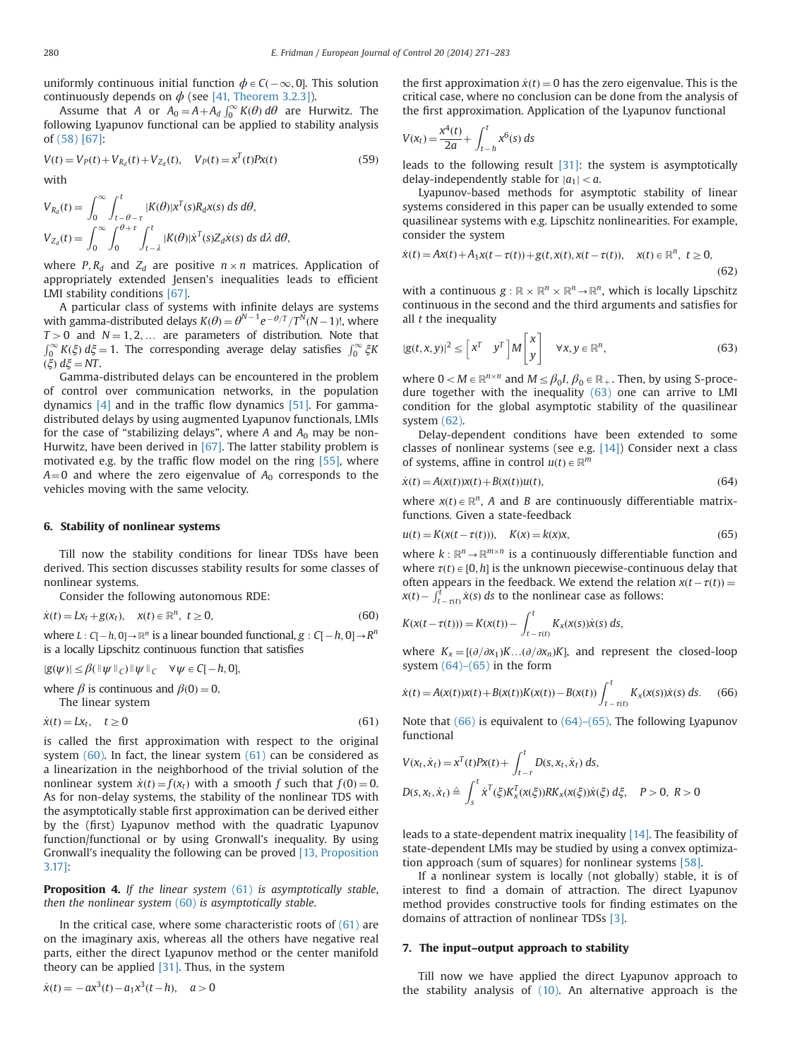uniformly continuous initial function $\phi \in C(-\infty, 0]$. This solution continuously depends on $\phi$ (see [41, Theorem 3.2.3]).

Assume that $A$ or $A_0 = A + A_d \int_0^\infty K(\theta)\, d\theta$ are Hurwitz. The following Lyapunov functional can be applied to stability analysis of (58) [67]:

$$V(t) = V_P(t) + V_{R_d}(t) + V_{Z_d}(t), \quad V_P(t) = x^T(t)Px(t) \tag{59}$$

with

$$V_{R_d}(t) = \int_0^\infty \int_{t-\theta-\tau}^t |K(\theta)| x^T(s) R_d x(s)\, ds\, d\theta,$$

$$V_{Z_d}(t) = \int_0^\infty \int_0^{\theta+\tau} \int_{t-\lambda}^t |K(\theta)| \dot{x}^T(s) Z_d \dot{x}(s)\, ds\, d\lambda\, d\theta,$$

where $P, R_d$ and $Z_d$ are positive $n \times n$ matrices. Application of appropriately extended Jensen's inequalities leads to efficient LMI stability conditions [67].

A particular class of systems with infinite delays are systems with gamma-distributed delays $K(\theta) = \theta^{N-1} e^{-\theta/T} / T^N (N-1)!$, where $T > 0$ and $N = 1, 2, \ldots$ are parameters of distribution. Note that $\int_0^\infty K(\xi)\, d\xi = 1$. The corresponding average delay satisfies $\int_0^\infty \xi K(\xi)\, d\xi = NT$.

Gamma-distributed delays can be encountered in the problem of control over communication networks, in the population dynamics [4] and in the traffic flow dynamics [51]. For gamma-distributed delays by using augmented Lyapunov functionals, LMIs for the case of "stabilizing delays", where $A$ and $A_0$ may be non-Hurwitz, have been derived in [67]. The latter stability problem is motivated e.g. by the traffic flow model on the ring [55], where $A = 0$ and where the zero eigenvalue of $A_0$ corresponds to the vehicles moving with the same velocity.

## 6. Stability of nonlinear systems

Till now the stability conditions for linear TDSs have been derived. This section discusses stability results for some classes of nonlinear systems.

Consider the following autonomous RDE:

$$\dot{x}(t) = Lx_t + g(x_t), \quad x(t) \in \mathbb{R}^n, \ t \geq 0, \tag{60}$$

where $L : C[-h, 0] \to \mathbb{R}^n$ is a linear bounded functional, $g : C[-h, 0] \to R^n$ is a locally Lipschitz continuous function that satisfies

$$|g(\psi)| \leq \beta(\|\psi\|_C)\|\psi\|_C \quad \forall \psi \in C[-h, 0],$$

where $\beta$ is continuous and $\beta(0) = 0$.

The linear system

$$\dot{x}(t) = Lx_t, \quad t \geq 0 \tag{61}$$

is called the first approximation with respect to the original system (60). In fact, the linear system (61) can be considered as a linearization in the neighborhood of the trivial solution of the nonlinear system $\dot{x}(t) = f(x_t)$ with a smooth $f$ such that $f(0) = 0$. As for non-delay systems, the stability of the nonlinear TDS with the asymptotically stable first approximation can be derived either by the (first) Lyapunov method with the quadratic Lyapunov function/functional or by using Gronwall's inequality. By using Gronwall's inequality the following can be proved [13, Proposition 3.17]:

**Proposition 4.** *If the linear system (61) is asymptotically stable, then the nonlinear system (60) is asymptotically stable.*

In the critical case, where some characteristic roots of (61) are on the imaginary axis, whereas all the others have negative real parts, either the direct Lyapunov method or the center manifold theory can be applied [31]. Thus, in the system

$$\dot{x}(t) = -ax^3(t) - a_1 x^3(t-h), \quad a > 0$$

the first approximation $\dot{x}(t) = 0$ has the zero eigenvalue. This is the critical case, where no conclusion can be done from the analysis of the first approximation. Application of the Lyapunov functional

$$V(x_t) = \frac{x^4(t)}{2a} + \int_{t-h}^t x^6(s)\, ds$$

leads to the following result [31]: the system is asymptotically delay-independently stable for $|a_1| < a$.

Lyapunov-based methods for asymptotic stability of linear systems considered in this paper can be usually extended to some quasilinear systems with e.g. Lipschitz nonlinearities. For example, consider the system

$$\dot{x}(t) = Ax(t) + A_1 x(t - \tau(t)) + g(t, x(t), x(t-\tau(t))), \quad x(t) \in \mathbb{R}^n, \ t \geq 0, \tag{62}$$

with a continuous $g : \mathbb{R} \times \mathbb{R}^n \times \mathbb{R}^n \to \mathbb{R}^n$, which is locally Lipschitz continuous in the second and the third arguments and satisfies for all $t$ the inequality

$$|g(t, x, y)|^2 \leq \begin{bmatrix} x^T & y^T \end{bmatrix} M \begin{bmatrix} x \\ y \end{bmatrix} \quad \forall x, y \in \mathbb{R}^n, \tag{63}$$

where $0 < M \in \mathbb{R}^{n \times n}$ and $M \leq \beta_0 I$, $\beta_0 \in \mathbb{R}_+$. Then, by using S-procedure together with the inequality (63) one can arrive to LMI condition for the global asymptotic stability of the quasilinear system (62).

Delay-dependent conditions have been extended to some classes of nonlinear systems (see e.g. [14]) Consider next a class of systems, affine in control $u(t) \in \mathbb{R}^m$

$$\dot{x}(t) = A(x(t))x(t) + B(x(t))u(t), \tag{64}$$

where $x(t) \in \mathbb{R}^n$, $A$ and $B$ are continuously differentiable matrix-functions. Given a state-feedback

$$u(t) = K(x(t - \tau(t))), \quad K(x) = k(x)x, \tag{65}$$

where $k : \mathbb{R}^n \to \mathbb{R}^{m \times n}$ is a continuously differentiable function and where $\tau(t) \in [0, h]$ is the unknown piecewise-continuous delay that often appears in the feedback. We extend the relation $x(t - \tau(t)) = x(t) - \int_{t-\tau(t)}^t \dot{x}(s)\, ds$ to the nonlinear case as follows:

$$K(x(t - \tau(t))) = K(x(t)) - \int_{t-\tau(t)}^t K_x(x(s))\dot{x}(s)\, ds,$$

where $K_x = [(\partial/\partial x_1)K \ldots (\partial/\partial x_n)K]$, and represent the closed-loop system (64)–(65) in the form

$$\dot{x}(t) = A(x(t))x(t) + B(x(t))K(x(t)) - B(x(t)) \int_{t-\tau(t)}^t K_x(x(s))\dot{x}(s)\, ds. \tag{66}$$

Note that (66) is equivalent to (64)–(65). The following Lyapunov functional

$$V(x_t, \dot{x}_t) = x^T(t)Px(t) + \int_{t-r}^t D(s, x_t, \dot{x}_t)\, ds,$$

$$D(s, x_t, \dot{x}_t) \triangleq \int_s^t \dot{x}^T(\xi) K_x^T(x(\xi)) R K_x(x(\xi)) \dot{x}(\xi)\, d\xi, \quad P > 0, \ R > 0$$

leads to a state-dependent matrix inequality [14]. The feasibility of state-dependent LMIs may be studied by using a convex optimization approach (sum of squares) for nonlinear systems [58].

If a nonlinear system is locally (not globally) stable, it is of interest to find a domain of attraction. The direct Lyapunov method provides constructive tools for finding estimates on the domains of attraction of nonlinear TDSs [3].

## 7. The input–output approach to stability

Till now we have applied the direct Lyapunov approach to the stability analysis of (10). An alternative approach is the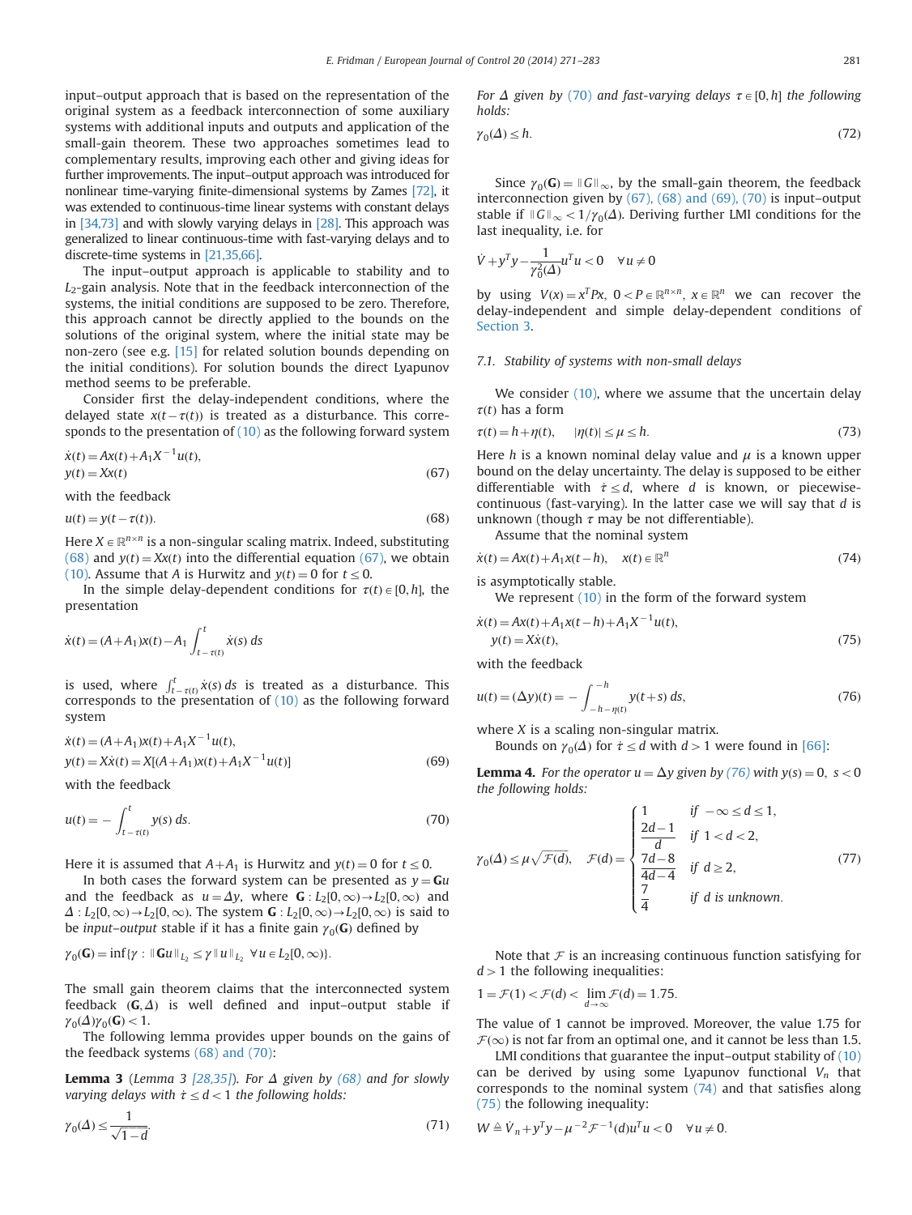input–output approach that is based on the representation of the original system as a feedback interconnection of some auxiliary systems with additional inputs and outputs and application of the small-gain theorem. These two approaches sometimes lead to complementary results, improving each other and giving ideas for further improvements. The input–output approach was introduced for nonlinear time-varying finite-dimensional systems by Zames [72], it was extended to continuous-time linear systems with constant delays in [34,73] and with slowly varying delays in [28]. This approach was generalized to linear continuous-time with fast-varying delays and to discrete-time systems in [21,35,66].

The input–output approach is applicable to stability and to $L_2$-gain analysis. Note that in the feedback interconnection of the systems, the initial conditions are supposed to be zero. Therefore, this approach cannot be directly applied to the bounds on the solutions of the original system, where the initial state may be non-zero (see e.g. [15] for related solution bounds depending on the initial conditions). For solution bounds the direct Lyapunov method seems to be preferable.

Consider first the delay-independent conditions, where the delayed state $x(t-\tau(t))$ is treated as a disturbance. This corresponds to the presentation of (10) as the following forward system

$$\dot{x}(t) = Ax(t) + A_1 X^{-1} u(t),$$
$$y(t) = Xx(t) \tag{67}$$

with the feedback

$$u(t) = y(t-\tau(t)). \tag{68}$$

Here $X \in \mathbb{R}^{n\times n}$ is a non-singular scaling matrix. Indeed, substituting (68) and $y(t) = Xx(t)$ into the differential equation (67), we obtain (10). Assume that $A$ is Hurwitz and $y(t)=0$ for $t \le 0$.

In the simple delay-dependent conditions for $\tau(t) \in [0,h]$, the presentation

$$\dot{x}(t) = (A+A_1)x(t) - A_1 \int_{t-\tau(t)}^{t} \dot{x}(s)\, ds$$

is used, where $\int_{t-\tau(t)}^{t} \dot{x}(s)\, ds$ is treated as a disturbance. This corresponds to the presentation of (10) as the following forward system

$$\dot{x}(t) = (A+A_1)x(t) + A_1 X^{-1} u(t),$$
$$y(t) = X\dot{x}(t) = X[(A+A_1)x(t) + A_1 X^{-1} u(t)] \tag{69}$$

with the feedback

$$u(t) = -\int_{t-\tau(t)}^{t} y(s)\, ds. \tag{70}$$

Here it is assumed that $A+A_1$ is Hurwitz and $y(t)=0$ for $t\le 0$.

In both cases the forward system can be presented as $y = \mathbf{G}u$ and the feedback as $u = \Delta y$, where $\mathbf{G}: L_2[0,\infty) \to L_2[0,\infty)$ and $\Delta: L_2[0,\infty) \to L_2[0,\infty)$. The system $\mathbf{G}: L_2[0,\infty) \to L_2[0,\infty)$ is said to be *input–output* stable if it has a finite gain $\gamma_0(\mathbf{G})$ defined by

$$\gamma_0(\mathbf{G}) = \inf\{\gamma : \|\mathbf{G}u\|_{L_2} \le \gamma \|u\|_{L_2} \ \ \forall u \in L_2[0,\infty)\}.$$

The small gain theorem claims that the interconnected system feedback $(\mathbf{G},\Delta)$ is well defined and input–output stable if $\gamma_0(\Delta)\gamma_0(\mathbf{G}) < 1$.

The following lemma provides upper bounds on the gains of the feedback systems (68) and (70):

**Lemma 3** (*Lemma 3 [28,35]*). *For $\Delta$ given by (68) and for slowly varying delays with $\dot{\tau} \le d < 1$ the following holds:*

$$\gamma_0(\Delta) \le \frac{1}{\sqrt{1-d}}. \tag{71}$$

*For $\Delta$ given by (70) and fast-varying delays $\tau \in [0,h]$ the following holds:*

$$\gamma_0(\Delta) \le h. \tag{72}$$

Since $\gamma_0(\mathbf{G}) = \|G\|_\infty$, by the small-gain theorem, the feedback interconnection given by (67), (68) and (69), (70) is input–output stable if $\|G\|_\infty < 1/\gamma_0(\Delta)$. Deriving further LMI conditions for the last inequality, i.e. for

$$\dot{V} + y^T y - \frac{1}{\gamma_0^2(\Delta)} u^T u < 0 \quad \forall u \ne 0$$

by using $V(x) = x^T P x$, $0 < P \in \mathbb{R}^{n\times n}$, $x \in \mathbb{R}^n$ we can recover the delay-independent and simple delay-dependent conditions of Section 3.

### 7.1. Stability of systems with non-small delays

We consider (10), where we assume that the uncertain delay $\tau(t)$ has a form

$$\tau(t) = h + \eta(t), \qquad |\eta(t)| \le \mu \le h. \tag{73}$$

Here $h$ is a known nominal delay value and $\mu$ is a known upper bound on the delay uncertainty. The delay is supposed to be either differentiable with $\dot{\tau} \le d$, where $d$ is known, or piecewise-continuous (fast-varying). In the latter case we will say that $d$ is unknown (though $\tau$ may be not differentiable).

Assume that the nominal system

$$\dot{x}(t) = Ax(t) + A_1 x(t-h), \quad x(t) \in \mathbb{R}^n \tag{74}$$

is asymptotically stable.

We represent (10) in the form of the forward system

$$\dot{x}(t) = Ax(t) + A_1 x(t-h) + A_1 X^{-1} u(t),$$
$$y(t) = X\dot{x}(t), \tag{75}$$

with the feedback

$$u(t) = (\Delta y)(t) = -\int_{-h-\eta(t)}^{-h} y(t+s)\, ds, \tag{76}$$

where $X$ is a scaling non-singular matrix.

Bounds on $\gamma_0(\Delta)$ for $\dot{\tau} \le d$ with $d > 1$ were found in [66]:

**Lemma 4.** *For the operator $u = \Delta y$ given by (76) with $y(s) = 0$, $s < 0$ the following holds:*

$$\gamma_0(\Delta) \le \mu\sqrt{\mathcal{F}(d)}, \quad \mathcal{F}(d) = \begin{cases} 1 & \text{if } -\infty \le d \le 1, \\ \dfrac{2d-1}{d} & \text{if } 1 < d < 2, \\ \dfrac{7d-8}{4d-4} & \text{if } d \ge 2, \\ \dfrac{7}{4} & \text{if } d \text{ is unknown}. \end{cases} \tag{77}$$

Note that $\mathcal{F}$ is an increasing continuous function satisfying for $d > 1$ the following inequalities:

$$1 = \mathcal{F}(1) < \mathcal{F}(d) < \lim_{d\to\infty} \mathcal{F}(d) = 1.75.$$

The value of 1 cannot be improved. Moreover, the value 1.75 for $\mathcal{F}(\infty)$ is not far from an optimal one, and it cannot be less than 1.5.

LMI conditions that guarantee the input–output stability of (10) can be derived by using some Lyapunov functional $V_n$ that corresponds to the nominal system (74) and that satisfies along (75) the following inequality:

$$W \triangleq \dot{V}_n + y^T y - \mu^{-2}\mathcal{F}^{-1}(d) u^T u < 0 \quad \forall u \ne 0.$$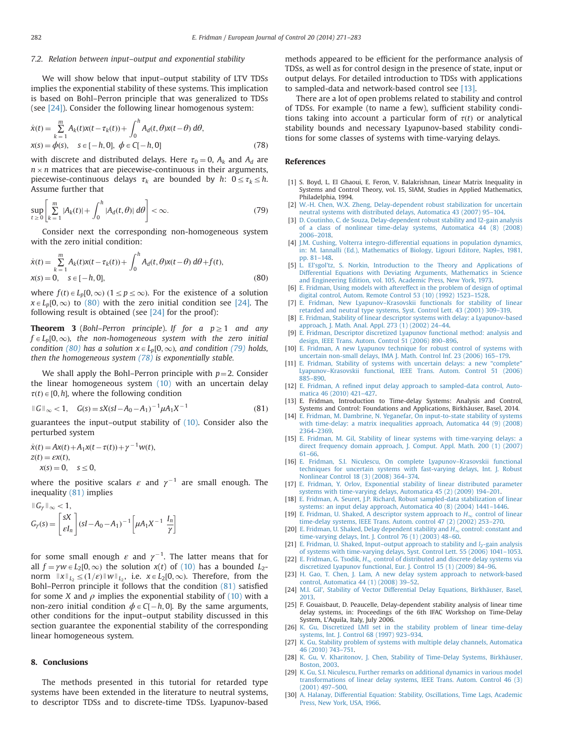### 7.2. Relation between input–output and exponential stability

We will show below that input–output stability of LTV TDSs implies the exponential stability of these systems. This implication is based on Bohl–Perron principle that was generalized to TDSs (see [24]). Consider the following linear homogenous system:

$$\dot{x}(t) = \sum_{k=1}^{m} A_k(t)x(t-\tau_k(t)) + \int_0^h A_d(t,\theta)x(t-\theta)\, d\theta,$$
$$x(s) = \phi(s), \quad s \in [-h, 0], \ \phi \in C[-h, 0] \tag{78}$$

with discrete and distributed delays. Here $\tau_0 = 0$, $A_k$ and $A_d$ are $n \times n$ matrices that are piecewise-continuous in their arguments, piecewise-continuous delays $\tau_k$ are bounded by $h$: $0 \le \tau_k \le h$. Assume further that

$$\sup_{t \ge 0} \left[ \sum_{k=1}^{m} |A_k(t)| + \int_0^h |A_d(t,\theta)|\, d\theta \right] < \infty. \tag{79}$$

Consider next the corresponding non-homogeneous system with the zero initial condition:

$$\dot{x}(t) = \sum_{k=1}^{m} A_k(t)x(t-\tau_k(t)) + \int_0^h A_d(t,\theta)x(t-\theta)\, d\theta + f(t),$$
$$x(s) = 0, \quad s \in [-h, 0], \tag{80}$$

where $f(t) \in L_p[0,\infty)$ $(1 \le p \le \infty)$. For the existence of a solution $x \in L_p[0,\infty)$ to (80) with the zero initial condition see [24]. The following result is obtained (see [24] for the proof):

**Theorem 3** (*Bohl–Perron principle*). *If for a $p \ge 1$ and any $f \in L_p[0,\infty)$, the non-homogeneous system with the zero initial condition (80) has a solution $x \in L_p[0,\infty)$, and condition (79) holds, then the homogeneous system (78) is exponentially stable.*

We shall apply the Bohl–Perron principle with $p = 2$. Consider the linear homogeneous system (10) with an uncertain delay $\tau(t) \in [0, h]$, where the following condition

$$\|G\|_\infty < 1, \quad G(s) = sX(sI - A_0 - A_1)^{-1}\mu A_1 X^{-1} \tag{81}$$

guarantees the input–output stability of (10). Consider also the perturbed system

$$\dot{x}(t) = Ax(t) + A_1 x(t-\tau(t)) + \gamma^{-1}w(t),$$
$$z(t) = \varepsilon x(t),$$
$$x(s) = 0, \quad s \le 0,$$

where the positive scalars $\varepsilon$ and $\gamma^{-1}$ are small enough. The inequality (81) implies

$$\|G_\gamma\|_\infty < 1,$$
$$G_\gamma(s) = \begin{bmatrix} sX \\ \varepsilon I_n \end{bmatrix} (sI - A_0 - A_1)^{-1} \begin{bmatrix} \mu A_1 X^{-1} & \dfrac{I_n}{\gamma} \end{bmatrix}$$

for some small enough $\varepsilon$ and $\gamma^{-1}$. The latter means that for all $f = \gamma w \in L_2[0,\infty)$ the solution $x(t)$ of (10) has a bounded $L_2$-norm $\|x\|_{L_2} \le (1/\varepsilon)\|w\|_{L_2}$, i.e. $x \in L_2[0,\infty)$. Therefore, from the Bohl–Perron principle it follows that the condition (81) satisfied for some $X$ and $\rho$ implies the exponential stability of (10) with a non-zero initial condition $\phi \in C[-h, 0]$. By the same arguments, other conditions for the input–output stability discussed in this section guarantee the exponential stability of the corresponding linear homogeneous system.

## 8. Conclusions

The methods presented in this tutorial for retarded type systems have been extended in the literature to neutral systems, to descriptor TDSs and to discrete-time TDSs. Lyapunov-based methods appeared to be efficient for the performance analysis of TDSs, as well as for control design in the presence of state, input or output delays. For detailed introduction to TDSs with applications to sampled-data and network-based control see [13].

There are a lot of open problems related to stability and control of TDSs. For example (to name a few), sufficient stability conditions taking into account a particular form of $\tau(t)$ or analytical stability bounds and necessary Lyapunov-based stability conditions for some classes of systems with time-varying delays.

## References

[1] S. Boyd, L. El Ghaoui, E. Feron, V. Balakrishnan, Linear Matrix Inequality in Systems and Control Theory, vol. 15, SIAM, Studies in Applied Mathematics, Philadelphia, 1994.

[2] W.-H. Chen, W.X. Zheng, Delay-dependent robust stabilization for uncertain neutral systems with distributed delays, Automatica 43 (2007) 95–104.

[3] D. Coutinho, C. de Souza, Delay-dependent robust stability and l2-gain analysis of a class of nonlinear time-delay systems, Automatica 44 (8) (2008) 2006–2018.

[4] J.M. Cushing, Volterra integro-differential equations in population dynamics, in: M. Iannalli (Ed.), Mathematics of Biology, Ligouri Editore, Naples, 1981, pp. 81–148.

[5] L. El'sgol'tz, S. Norkin, Introduction to the Theory and Applications of Differential Equations with Deviating Arguments, Mathematics in Science and Engineering Edition, vol. 105, Academic Press, New York, 1973.

[6] E. Fridman, Using models with aftereffect in the problem of design of optimal digital control, Autom. Remote Control 53 (10) (1992) 1523–1528.

[7] E. Fridman, New Lyapunov–Krasovskii functionals for stability of linear retarded and neutral type systems, Syst. Control Lett. 43 (2001) 309–319.

[8] E. Fridman, Stability of linear descriptor systems with delay: a Lyapunov-based approach, J. Math. Anal. Appl. 273 (1) (2002) 24–44.

[9] E. Fridman, Descriptor discretized Lyapunov functional method: analysis and design, IEEE Trans. Autom. Control 51 (2006) 890–896.

[10] E. Fridman, A new Lyapunov technique for robust control of systems with uncertain non-small delays, IMA J. Math. Control Inf. 23 (2006) 165–179.

[11] E. Fridman, Stability of systems with uncertain delays: a new "complete" Lyapunov–Krasovskii functional, IEEE Trans. Autom. Control 51 (2006) 885–890.

[12] E. Fridman, A refined input delay approach to sampled-data control, Automatica 46 (2010) 421–427.

[13] E. Fridman, Introduction to Time-delay Systems: Analysis and Control, Systems and Control: Foundations and Applications, Birkhäuser, Basel, 2014.

[14] E. Fridman, M. Dambrine, N. Yeganefar, On input-to-state stability of systems with time-delay: a matrix inequalities approach, Automatica 44 (9) (2008) 2364–2369.

[15] E. Fridman, M. Gil, Stability of linear systems with time-varying delays: a direct frequency domain approach, J. Comput. Appl. Math. 200 (1) (2007) 61–66.

[16] E. Fridman, S.I. Niculescu, On complete Lyapunov–Krasovskii functional techniques for uncertain systems with fast-varying delays, Int. J. Robust Nonlinear Control 18 (3) (2008) 364–374.

[17] E. Fridman, Y. Orlov, Exponential stability of linear distributed parameter systems with time-varying delays, Automatica 45 (2) (2009) 194–201.

[18] E. Fridman, A. Seuret, J.P. Richard, Robust sampled-data stabilization of linear systems: an input delay approach, Automatica 40 (8) (2004) 1441–1446.

[19] E. Fridman, U. Shaked, A descriptor system approach to $H_\infty$ control of linear time-delay systems, IEEE Trans. Autom. control 47 (2) (2002) 253–270.

[20] E. Fridman, U. Shaked, Delay dependent stability and $H_\infty$ control: constant and time-varying delays, Int. J. Control 76 (1) (2003) 48–60.

[21] E. Fridman, U. Shaked, Input–output approach to stability and $l_2$-gain analysis of systems with time-varying delays, Syst. Control Lett. 55 (2006) 1041–1053.

[22] E. Fridman, G. Tsodik, $H_\infty$ control of distributed and discrete delay systems via discretized Lyapunov functional, Eur. J. Control 15 (1) (2009) 84–96.

[23] H. Gao, T. Chen, J. Lam, A new delay system approach to network-based control, Automatica 44 (1) (2008) 39–52.

[24] M.I. Gil', Stability of Vector Differential Delay Equations, Birkhäuser, Basel, 2013.

[25] F. Gouaisbaut, D. Peaucelle, Delay-dependent stability analysis of linear time delay systems, in: Proceedings of the 6th IFAC Workshop on Time-Delay System, L'Aquila, Italy, July 2006.

[26] K. Gu, Discretized LMI set in the stability problem of linear time-delay systems, Int. J. Control 68 (1997) 923–934.

[27] K. Gu, Stability problem of systems with multiple delay channels, Automatica 46 (2010) 743–751.

[28] K. Gu, V. Kharitonov, J. Chen, Stability of Time-Delay Systems, Birkhäuser, Boston, 2003.

[29] K. Gu, S.I. Niculescu, Further remarks on additional dynamics in various model transformations of linear delay systems, IEEE Trans. Autom. Control 46 (3) (2001) 497–500.

[30] A. Halanay, Differential Equation: Stability, Oscillations, Time Lags, Academic Press, New York, USA, 1966.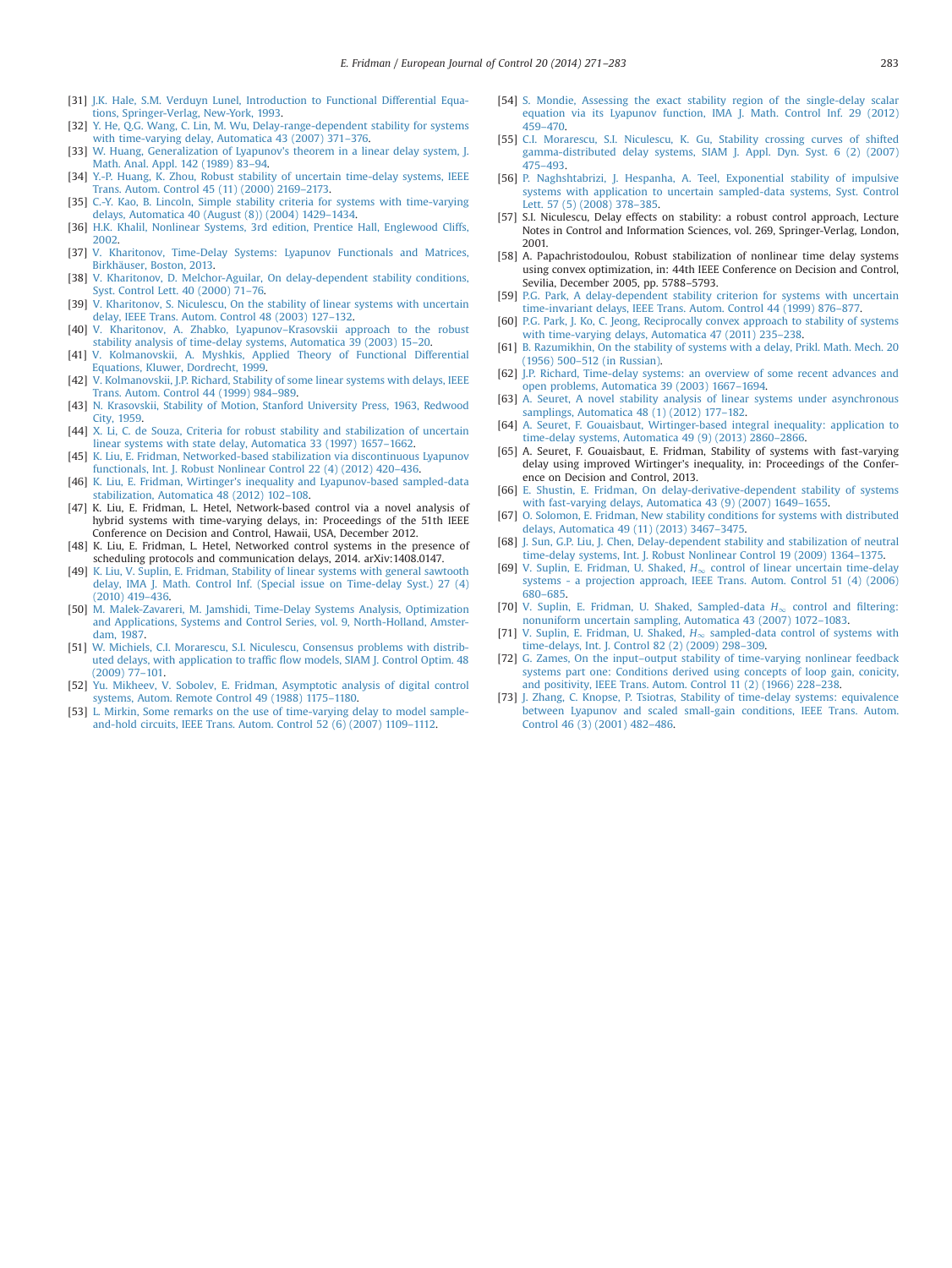[31] J.K. Hale, S.M. Verduyn Lunel, Introduction to Functional Differential Equations, Springer-Verlag, New-York, 1993.

[32] Y. He, Q.G. Wang, C. Lin, M. Wu, Delay-range-dependent stability for systems with time-varying delay, Automatica 43 (2007) 371–376.

[33] W. Huang, Generalization of Lyapunov's theorem in a linear delay system, J. Math. Anal. Appl. 142 (1989) 83–94.

[34] Y.-P. Huang, K. Zhou, Robust stability of uncertain time-delay systems, IEEE Trans. Autom. Control 45 (11) (2000) 2169–2173.

[35] C.-Y. Kao, B. Lincoln, Simple stability criteria for systems with time-varying delays, Automatica 40 (August (8)) (2004) 1429–1434.

[36] H.K. Khalil, Nonlinear Systems, 3rd edition, Prentice Hall, Englewood Cliffs, 2002.

[37] V. Kharitonov, Time-Delay Systems: Lyapunov Functionals and Matrices, Birkhäuser, Boston, 2013.

[38] V. Kharitonov, D. Melchor-Aguilar, On delay-dependent stability conditions, Syst. Control Lett. 40 (2000) 71–76.

[39] V. Kharitonov, S. Niculescu, On the stability of linear systems with uncertain delay, IEEE Trans. Autom. Control 48 (2003) 127–132.

[40] V. Kharitonov, A. Zhabko, Lyapunov–Krasovskii approach to the robust stability analysis of time-delay systems, Automatica 39 (2003) 15–20.

[41] V. Kolmanovskii, A. Myshkis, Applied Theory of Functional Differential Equations, Kluwer, Dordrecht, 1999.

[42] V. Kolmanovskii, J.P. Richard, Stability of some linear systems with delays, IEEE Trans. Autom. Control 44 (1999) 984–989.

[43] N. Krasovskii, Stability of Motion, Stanford University Press, 1963, Redwood City, 1959.

[44] X. Li, C. de Souza, Criteria for robust stability and stabilization of uncertain linear systems with state delay, Automatica 33 (1997) 1657–1662.

[45] K. Liu, E. Fridman, Networked-based stabilization via discontinuous Lyapunov functionals, Int. J. Robust Nonlinear Control 22 (4) (2012) 420–436.

[46] K. Liu, E. Fridman, Wirtinger's inequality and Lyapunov-based sampled-data stabilization, Automatica 48 (2012) 102–108.

[47] K. Liu, E. Fridman, L. Hetel, Network-based control via a novel analysis of hybrid systems with time-varying delays, in: Proceedings of the 51th IEEE Conference on Decision and Control, Hawaii, USA, December 2012.

[48] K. Liu, E. Fridman, L. Hetel, Networked control systems in the presence of scheduling protocols and communication delays, 2014. arXiv:1408.0147.

[49] K. Liu, V. Suplin, E. Fridman, Stability of linear systems with general sawtooth delay, IMA J. Math. Control Inf. (Special issue on Time-delay Syst.) 27 (4) (2010) 419–436.

[50] M. Malek-Zavareri, M. Jamshidi, Time-Delay Systems Analysis, Optimization and Applications, Systems and Control Series, vol. 9, North-Holland, Amsterdam, 1987.

[51] W. Michiels, C.I. Morarescu, S.I. Niculescu, Consensus problems with distributed delays, with application to traffic flow models, SIAM J. Control Optim. 48 (2009) 77–101.

[52] Yu. Mikheev, V. Sobolev, E. Fridman, Asymptotic analysis of digital control systems, Autom. Remote Control 49 (1988) 1175–1180.

[53] L. Mirkin, Some remarks on the use of time-varying delay to model sample-and-hold circuits, IEEE Trans. Autom. Control 52 (6) (2007) 1109–1112.

[54] S. Mondie, Assessing the exact stability region of the single-delay scalar equation via its Lyapunov function, IMA J. Math. Control Inf. 29 (2012) 459–470.

[55] C.I. Morarescu, S.I. Niculescu, K. Gu, Stability crossing curves of shifted gamma-distributed delay systems, SIAM J. Appl. Dyn. Syst. 6 (2) (2007) 475–493.

[56] P. Naghshtabrizi, J. Hespanha, A. Teel, Exponential stability of impulsive systems with application to uncertain sampled-data systems, Syst. Control Lett. 57 (5) (2008) 378–385.

[57] S.I. Niculescu, Delay effects on stability: a robust control approach, Lecture Notes in Control and Information Sciences, vol. 269, Springer-Verlag, London, 2001.

[58] A. Papachristodoulou, Robust stabilization of nonlinear time delay systems using convex optimization, in: 44th IEEE Conference on Decision and Control, Sevilia, December 2005, pp. 5788–5793.

[59] P.G. Park, A delay-dependent stability criterion for systems with uncertain time-invariant delays, IEEE Trans. Autom. Control 44 (1999) 876–877.

[60] P.G. Park, J. Ko, C. Jeong, Reciprocally convex approach to stability of systems with time-varying delays, Automatica 47 (2011) 235–238.

[61] B. Razumikhin, On the stability of systems with a delay, Prikl. Math. Mech. 20 (1956) 500–512 (in Russian).

[62] J.P. Richard, Time-delay systems: an overview of some recent advances and open problems, Automatica 39 (2003) 1667–1694.

[63] A. Seuret, A novel stability analysis of linear systems under asynchronous samplings, Automatica 48 (1) (2012) 177–182.

[64] A. Seuret, F. Gouaisbaut, Wirtinger-based integral inequality: application to time-delay systems, Automatica 49 (9) (2013) 2860–2866.

[65] A. Seuret, F. Gouaisbaut, E. Fridman, Stability of systems with fast-varying delay using improved Wirtinger's inequality, in: Proceedings of the Conference on Decision and Control, 2013.

[66] E. Shustin, E. Fridman, On delay-derivative-dependent stability of systems with fast-varying delays, Automatica 43 (9) (2007) 1649–1655.

[67] O. Solomon, E. Fridman, New stability conditions for systems with distributed delays, Automatica 49 (11) (2013) 3467–3475.

[68] J. Sun, G.P. Liu, J. Chen, Delay-dependent stability and stabilization of neutral time-delay systems, Int. J. Robust Nonlinear Control 19 (2009) 1364–1375.

[69] V. Suplin, E. Fridman, U. Shaked, $H_\infty$ control of linear uncertain time-delay systems - a projection approach, IEEE Trans. Autom. Control 51 (4) (2006) 680–685.

[70] V. Suplin, E. Fridman, U. Shaked, Sampled-data $H_\infty$ control and filtering: nonuniform uncertain sampling, Automatica 43 (2007) 1072–1083.

[71] V. Suplin, E. Fridman, U. Shaked, $H_\infty$ sampled-data control of systems with time-delays, Int. J. Control 82 (2) (2009) 298–309.

[72] G. Zames, On the input–output stability of time-varying nonlinear feedback systems part one: Conditions derived using concepts of loop gain, conicity, and positivity, IEEE Trans. Autom. Control 11 (2) (1966) 228–238.

[73] J. Zhang, C. Knopse, P. Tsiotras, Stability of time-delay systems: equivalence between Lyapunov and scaled small-gain conditions, IEEE Trans. Autom. Control 46 (3) (2001) 482–486.